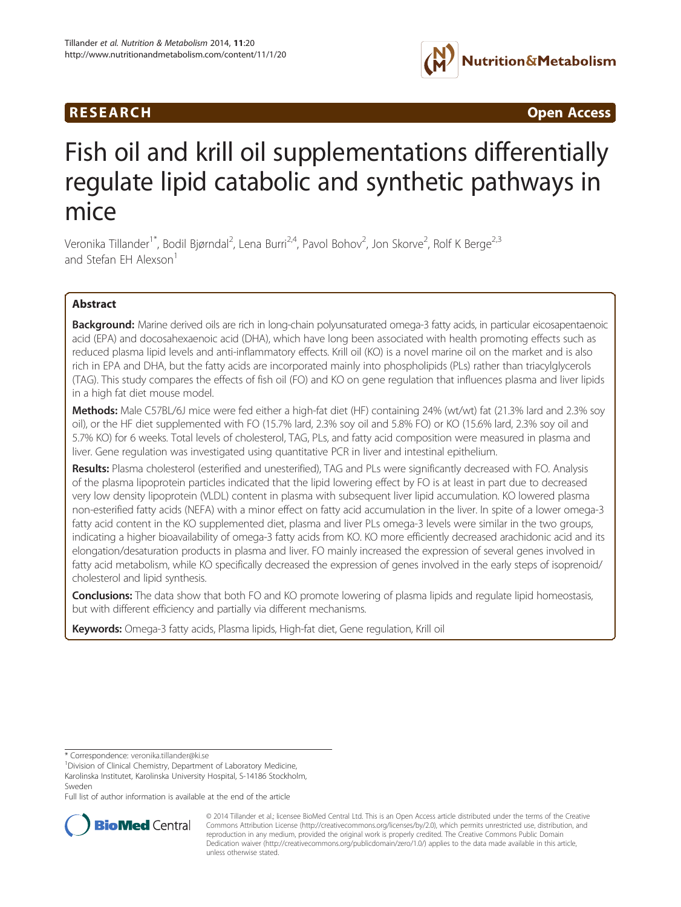RESEARCH Open Access

# Fish oil and krill oil supplementations differentially regulate lipid catabolic and synthetic pathways in mice

Veronika Tillander[1*], Bodil Bjørndal[2], Lena Burri[2,4], Pavol Bohov[2], Jon Skorve[2], Rolf K Berge[2,3] and Stefan EH Alexson[1]

## Abstract

**Background:** Marine derived oils are rich in long-chain polyunsaturated omega-3 fatty acids, in particular eicosapentaenoic acid (EPA) and docosahexaenoic acid (DHA), which have long been associated with health promoting effects such as reduced plasma lipid levels and anti-inflammatory effects. Krill oil (KO) is a novel marine oil on the market and is also rich in EPA and DHA, but the fatty acids are incorporated mainly into phospholipids (PLs) rather than triacylglycerols (TAG). This study compares the effects of fish oil (FO) and KO on gene regulation that influences plasma and liver lipids in a high fat diet mouse model.

**Methods:** Male C57BL/6J mice were fed either a high-fat diet (HF) containing 24% (wt/wt) fat (21.3% lard and 2.3% soy oil), or the HF diet supplemented with FO (15.7% lard, 2.3% soy oil and 5.8% FO) or KO (15.6% lard, 2.3% soy oil and 5.7% KO) for 6 weeks. Total levels of cholesterol, TAG, PLs, and fatty acid composition were measured in plasma and liver. Gene regulation was investigated using quantitative PCR in liver and intestinal epithelium.

**Results:** Plasma cholesterol (esterified and unesterified), TAG and PLs were significantly decreased with FO. Analysis of the plasma lipoprotein particles indicated that the lipid lowering effect by FO is at least in part due to decreased very low density lipoprotein (VLDL) content in plasma with subsequent liver lipid accumulation. KO lowered plasma non-esterified fatty acids (NEFA) with a minor effect on fatty acid accumulation in the liver. In spite of a lower omega-3 fatty acid content in the KO supplemented diet, plasma and liver PLs omega-3 levels were similar in the two groups, indicating a higher bioavailability of omega-3 fatty acids from KO. KO more efficiently decreased arachidonic acid and its elongation/desaturation products in plasma and liver. FO mainly increased the expression of several genes involved in fatty acid metabolism, while KO specifically decreased the expression of genes involved in the early steps of isoprenoid/cholesterol and lipid synthesis.

**Conclusions:** The data show that both FO and KO promote lowering of plasma lipids and regulate lipid homeostasis, but with different efficiency and partially via different mechanisms.

**Keywords:** Omega-3 fatty acids, Plasma lipids, High-fat diet, Gene regulation, Krill oil

---

\* Correspondence: veronika.tillander@ki.se
[1]Division of Clinical Chemistry, Department of Laboratory Medicine, Karolinska Institutet, Karolinska University Hospital, S-14186 Stockholm, Sweden
Full list of author information is available at the end of the article

© 2014 Tillander et al.; licensee BioMed Central Ltd. This is an Open Access article distributed under the terms of the Creative Commons Attribution License (http://creativecommons.org/licenses/by/2.0), which permits unrestricted use, distribution, and reproduction in any medium, provided the original work is properly credited. The Creative Commons Public Domain Dedication waiver (http://creativecommons.org/publicdomain/zero/1.0/) applies to the data made available in this article, unless otherwise stated.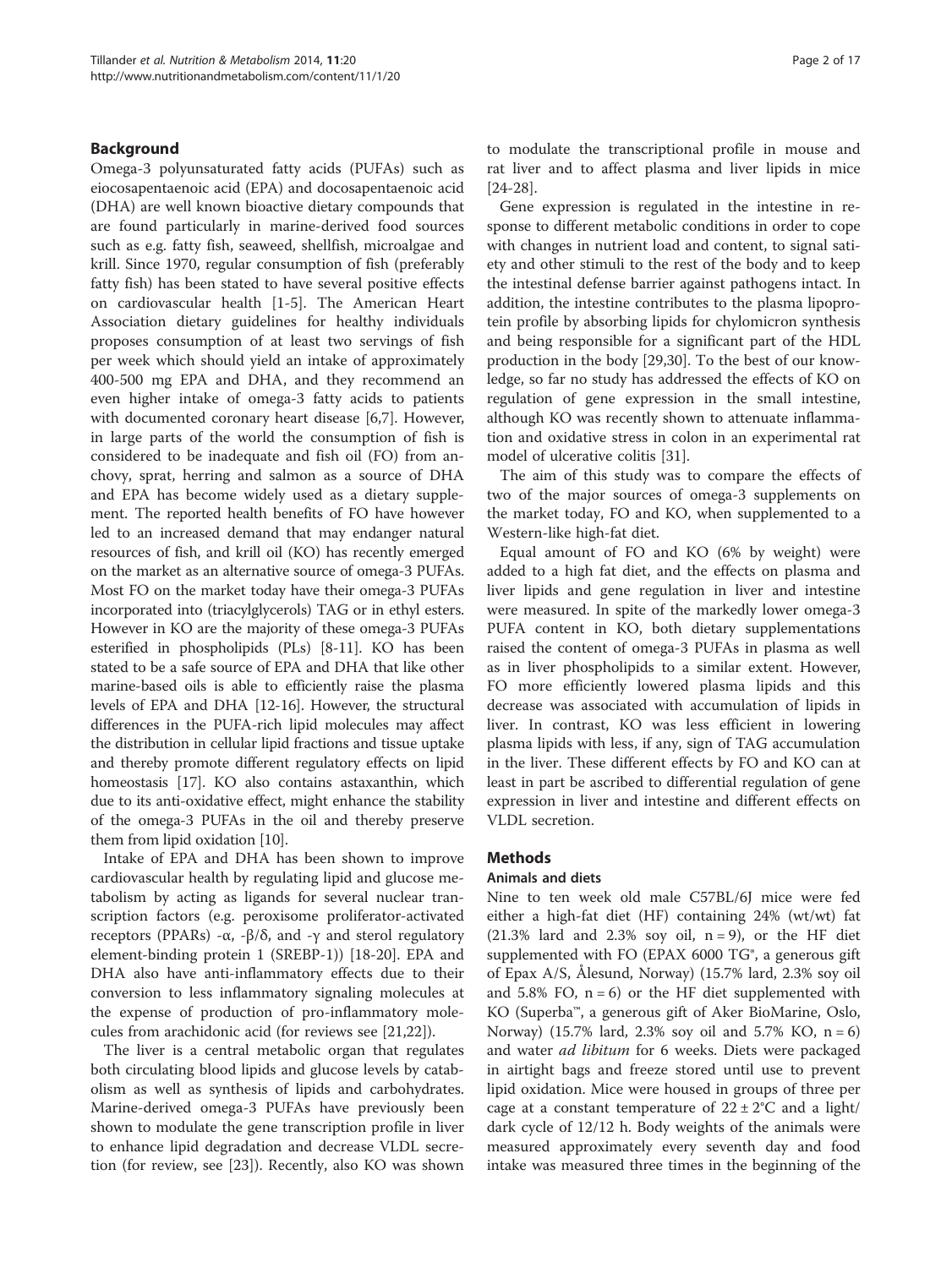## Background

Omega-3 polyunsaturated fatty acids (PUFAs) such as eiocosapentaenoic acid (EPA) and docosapentaenoic acid (DHA) are well known bioactive dietary compounds that are found particularly in marine-derived food sources such as e.g. fatty fish, seaweed, shellfish, microalgae and krill. Since 1970, regular consumption of fish (preferably fatty fish) has been stated to have several positive effects on cardiovascular health [1-5]. The American Heart Association dietary guidelines for healthy individuals proposes consumption of at least two servings of fish per week which should yield an intake of approximately 400-500 mg EPA and DHA, and they recommend an even higher intake of omega-3 fatty acids to patients with documented coronary heart disease [6,7]. However, in large parts of the world the consumption of fish is considered to be inadequate and fish oil (FO) from anchovy, sprat, herring and salmon as a source of DHA and EPA has become widely used as a dietary supplement. The reported health benefits of FO have however led to an increased demand that may endanger natural resources of fish, and krill oil (KO) has recently emerged on the market as an alternative source of omega-3 PUFAs. Most FO on the market today have their omega-3 PUFAs incorporated into (triacylglycerols) TAG or in ethyl esters. However in KO are the majority of these omega-3 PUFAs esterified in phospholipids (PLs) [8-11]. KO has been stated to be a safe source of EPA and DHA that like other marine-based oils is able to efficiently raise the plasma levels of EPA and DHA [12-16]. However, the structural differences in the PUFA-rich lipid molecules may affect the distribution in cellular lipid fractions and tissue uptake and thereby promote different regulatory effects on lipid homeostasis [17]. KO also contains astaxanthin, which due to its anti-oxidative effect, might enhance the stability of the omega-3 PUFAs in the oil and thereby preserve them from lipid oxidation [10].

Intake of EPA and DHA has been shown to improve cardiovascular health by regulating lipid and glucose metabolism by acting as ligands for several nuclear transcription factors (e.g. peroxisome proliferator-activated receptors (PPARs) -α, -β/δ, and -γ and sterol regulatory element-binding protein 1 (SREBP-1)) [18-20]. EPA and DHA also have anti-inflammatory effects due to their conversion to less inflammatory signaling molecules at the expense of production of pro-inflammatory molecules from arachidonic acid (for reviews see [21,22]).

The liver is a central metabolic organ that regulates both circulating blood lipids and glucose levels by catabolism as well as synthesis of lipids and carbohydrates. Marine-derived omega-3 PUFAs have previously been shown to modulate the gene transcription profile in liver to enhance lipid degradation and decrease VLDL secretion (for review, see [23]). Recently, also KO was shown to modulate the transcriptional profile in mouse and rat liver and to affect plasma and liver lipids in mice [24-28].

Gene expression is regulated in the intestine in response to different metabolic conditions in order to cope with changes in nutrient load and content, to signal satiety and other stimuli to the rest of the body and to keep the intestinal defense barrier against pathogens intact. In addition, the intestine contributes to the plasma lipoprotein profile by absorbing lipids for chylomicron synthesis and being responsible for a significant part of the HDL production in the body [29,30]. To the best of our knowledge, so far no study has addressed the effects of KO on regulation of gene expression in the small intestine, although KO was recently shown to attenuate inflammation and oxidative stress in colon in an experimental rat model of ulcerative colitis [31].

The aim of this study was to compare the effects of two of the major sources of omega-3 supplements on the market today, FO and KO, when supplemented to a Western-like high-fat diet.

Equal amount of FO and KO (6% by weight) were added to a high fat diet, and the effects on plasma and liver lipids and gene regulation in liver and intestine were measured. In spite of the markedly lower omega-3 PUFA content in KO, both dietary supplementations raised the content of omega-3 PUFAs in plasma as well as in liver phospholipids to a similar extent. However, FO more efficiently lowered plasma lipids and this decrease was associated with accumulation of lipids in liver. In contrast, KO was less efficient in lowering plasma lipids with less, if any, sign of TAG accumulation in the liver. These different effects by FO and KO can at least in part be ascribed to differential regulation of gene expression in liver and intestine and different effects on VLDL secretion.

## Methods

### Animals and diets

Nine to ten week old male C57BL/6J mice were fed either a high-fat diet (HF) containing 24% (wt/wt) fat (21.3% lard and 2.3% soy oil, n = 9), or the HF diet supplemented with FO (EPAX 6000 TG®, a generous gift of Epax A/S, Ålesund, Norway) (15.7% lard, 2.3% soy oil and 5.8% FO, n = 6) or the HF diet supplemented with KO (Superba™, a generous gift of Aker BioMarine, Oslo, Norway) (15.7% lard, 2.3% soy oil and 5.7% KO, n = 6) and water *ad libitum* for 6 weeks. Diets were packaged in airtight bags and freeze stored until use to prevent lipid oxidation. Mice were housed in groups of three per cage at a constant temperature of 22 ± 2°C and a light/dark cycle of 12/12 h. Body weights of the animals were measured approximately every seventh day and food intake was measured three times in the beginning of the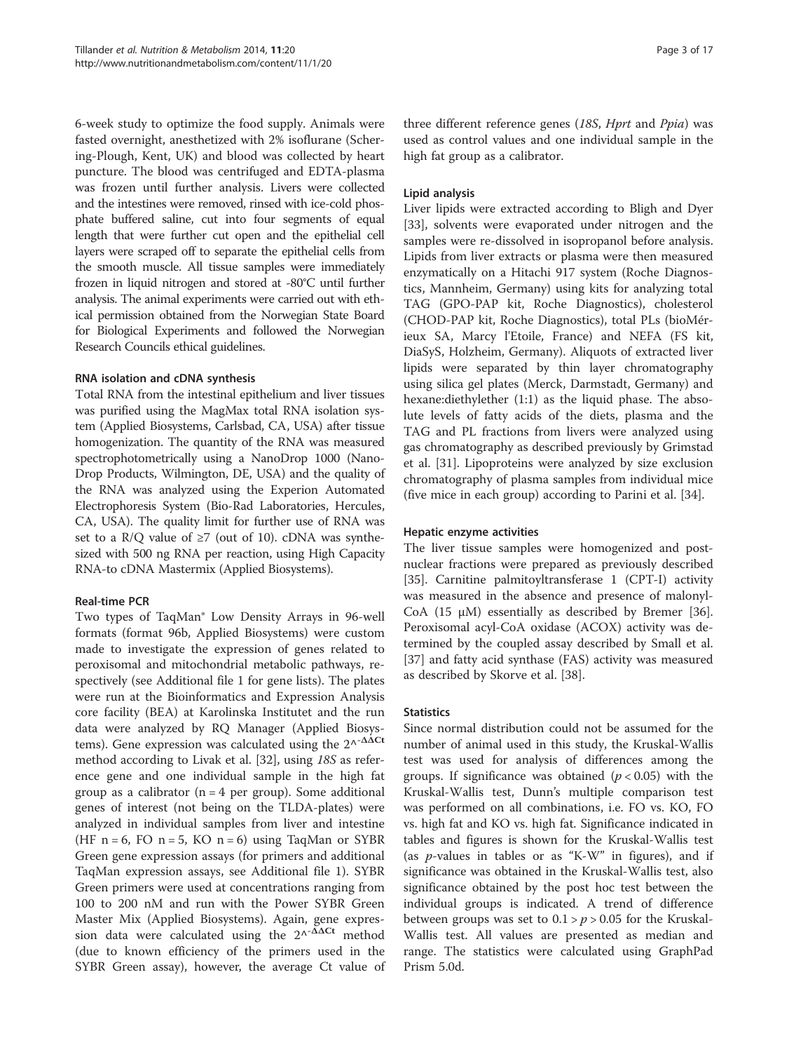6-week study to optimize the food supply. Animals were fasted overnight, anesthetized with 2% isoflurane (Schering-Plough, Kent, UK) and blood was collected by heart puncture. The blood was centrifuged and EDTA-plasma was frozen until further analysis. Livers were collected and the intestines were removed, rinsed with ice-cold phosphate buffered saline, cut into four segments of equal length that were further cut open and the epithelial cell layers were scraped off to separate the epithelial cells from the smooth muscle. All tissue samples were immediately frozen in liquid nitrogen and stored at -80°C until further analysis. The animal experiments were carried out with ethical permission obtained from the Norwegian State Board for Biological Experiments and followed the Norwegian Research Councils ethical guidelines.

### RNA isolation and cDNA synthesis

Total RNA from the intestinal epithelium and liver tissues was purified using the MagMax total RNA isolation system (Applied Biosystems, Carlsbad, CA, USA) after tissue homogenization. The quantity of the RNA was measured spectrophotometrically using a NanoDrop 1000 (NanoDrop Products, Wilmington, DE, USA) and the quality of the RNA was analyzed using the Experion Automated Electrophoresis System (Bio-Rad Laboratories, Hercules, CA, USA). The quality limit for further use of RNA was set to a R/Q value of ≥7 (out of 10). cDNA was synthesized with 500 ng RNA per reaction, using High Capacity RNA-to-cDNA Mastermix (Applied Biosystems).

### Real-time PCR

Two types of TaqMan® Low Density Arrays in 96-well formats (format 96b, Applied Biosystems) were custom made to investigate the expression of genes related to peroxisomal and mitochondrial metabolic pathways, respectively (see Additional file 1 for gene lists). The plates were run at the Bioinformatics and Expression Analysis core facility (BEA) at Karolinska Institutet and the run data were analyzed by RQ Manager (Applied Biosystems). Gene expression was calculated using the $2^{-\Delta\Delta Ct}$ method according to Livak et al. [32], using *18S* as reference gene and one individual sample in the high fat group as a calibrator (n = 4 per group). Some additional genes of interest (not being on the TLDA-plates) were analyzed in individual samples from liver and intestine (HF n = 6, FO n = 5, KO n = 6) using TaqMan or SYBR Green gene expression assays (for primers and additional TaqMan expression assays, see Additional file 1). SYBR Green primers were used at concentrations ranging from 100 to 200 nM and run with the Power SYBR Green Master Mix (Applied Biosystems). Again, gene expression data were calculated using the $2^{-\Delta\Delta Ct}$ method (due to known efficiency of the primers used in the SYBR Green assay), however, the average Ct value of three different reference genes (*18S*, *Hprt* and *Ppia*) was used as control values and one individual sample in the high fat group as a calibrator.

### Lipid analysis

Liver lipids were extracted according to Bligh and Dyer [33], solvents were evaporated under nitrogen and the samples were re-dissolved in isopropanol before analysis. Lipids from liver extracts or plasma were then measured enzymatically on a Hitachi 917 system (Roche Diagnostics, Mannheim, Germany) using kits for analyzing total TAG (GPO-PAP kit, Roche Diagnostics), cholesterol (CHOD-PAP kit, Roche Diagnostics), total PLs (bioMérieux SA, Marcy l'Etoile, France) and NEFA (FS kit, DiaSyS, Holzheim, Germany). Aliquots of extracted liver lipids were separated by thin layer chromatography using silica gel plates (Merck, Darmstadt, Germany) and hexane:diethylether (1:1) as the liquid phase. The absolute levels of fatty acids of the diets, plasma and the TAG and PL fractions from livers were analyzed using gas chromatography as described previously by Grimstad et al. [31]. Lipoproteins were analyzed by size exclusion chromatography of plasma samples from individual mice (five mice in each group) according to Parini et al. [34].

### Hepatic enzyme activities

The liver tissue samples were homogenized and post-nuclear fractions were prepared as previously described [35]. Carnitine palmitoyltransferase 1 (CPT-I) activity was measured in the absence and presence of malonyl-CoA (15 μM) essentially as described by Bremer [36]. Peroxisomal acyl-CoA oxidase (ACOX) activity was determined by the coupled assay described by Small et al. [37] and fatty acid synthase (FAS) activity was measured as described by Skorve et al. [38].

### Statistics

Since normal distribution could not be assumed for the number of animal used in this study, the Kruskal-Wallis test was used for analysis of differences among the groups. If significance was obtained ($p < 0.05$) with the Kruskal-Wallis test, Dunn's multiple comparison test was performed on all combinations, i.e. FO vs. KO, FO vs. high fat and KO vs. high fat. Significance indicated in tables and figures is shown for the Kruskal-Wallis test (as *p*-values in tables or as "K-W" in figures), and if significance was obtained in the Kruskal-Wallis test, also significance obtained by the post hoc test between the individual groups is indicated. A trend of difference between groups was set to $0.1 > p > 0.05$ for the Kruskal-Wallis test. All values are presented as median and range. The statistics were calculated using GraphPad Prism 5.0d.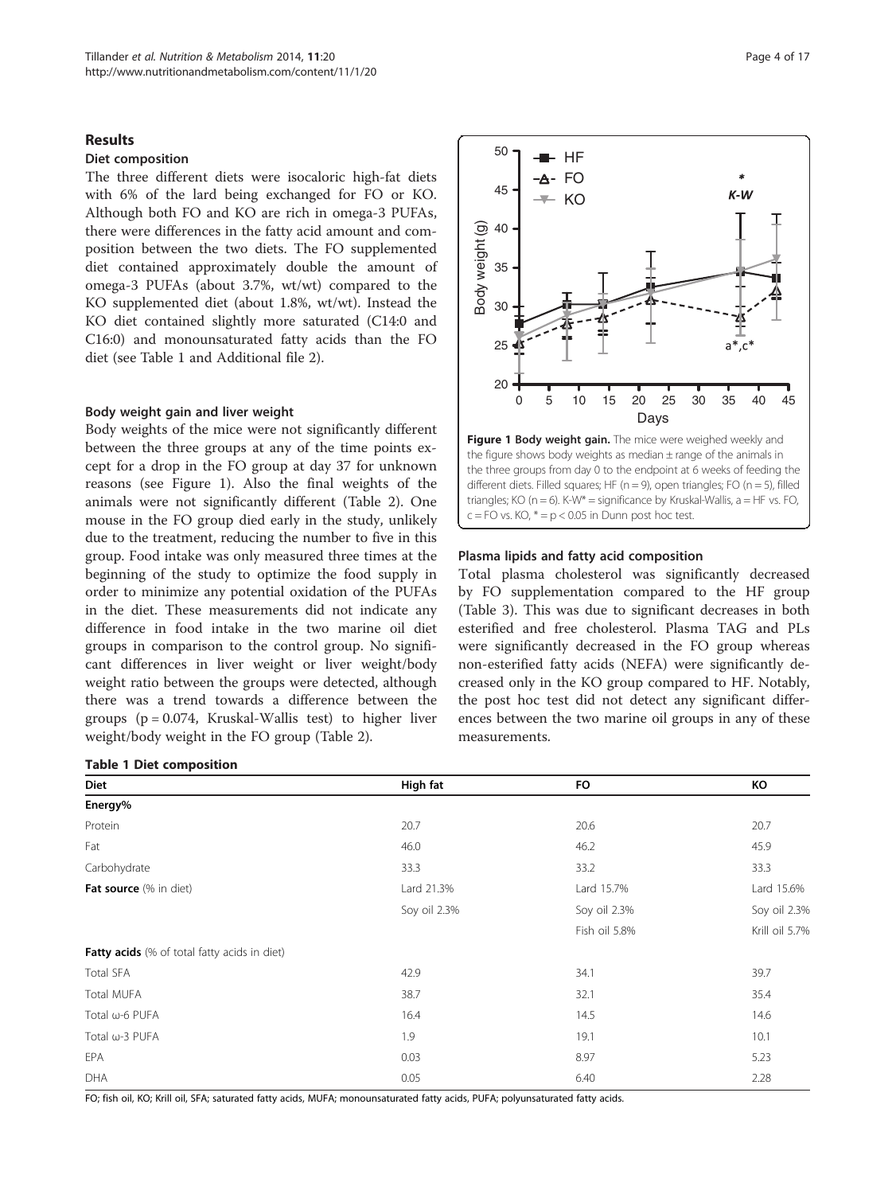## Results

### Diet composition

The three different diets were isocaloric high-fat diets with 6% of the lard being exchanged for FO or KO. Although both FO and KO are rich in omega-3 PUFAs, there were differences in the fatty acid amount and composition between the two diets. The FO supplemented diet contained approximately double the amount of omega-3 PUFAs (about 3.7%, wt/wt) compared to the KO supplemented diet (about 1.8%, wt/wt). Instead the KO diet contained slightly more saturated (C14:0 and C16:0) and monounsaturated fatty acids than the FO diet (see Table 1 and Additional file 2).

### Body weight gain and liver weight

Body weights of the mice were not significantly different between the three groups at any of the time points except for a drop in the FO group at day 37 for unknown reasons (see Figure 1). Also the final weights of the animals were not significantly different (Table 2). One mouse in the FO group died early in the study, unlikely due to the treatment, reducing the number to five in this group. Food intake was only measured three times at the beginning of the study to optimize the food supply in order to minimize any potential oxidation of the PUFAs in the diet. These measurements did not indicate any difference in food intake in the two marine oil diet groups in comparison to the control group. No significant differences in liver weight or liver weight/body weight ratio between the groups were detected, although there was a trend towards a difference between the groups ($p = 0.074$, Kruskal-Wallis test) to higher liver weight/body weight in the FO group (Table 2).

**Figure 1 Body weight gain.** The mice were weighed weekly and the figure shows body weights as median ± range of the animals in the three groups from day 0 to the endpoint at 6 weeks of feeding the different diets. Filled squares; HF (n = 9), open triangles; FO (n = 5), filled triangles; KO (n = 6). K-W* = significance by Kruskal-Wallis, a = HF vs. FO, c = FO vs. KO, * = $p < 0.05$ in Dunn post hoc test.

### Plasma lipids and fatty acid composition

Total plasma cholesterol was significantly decreased by FO supplementation compared to the HF group (Table 3). This was due to significant decreases in both esterified and free cholesterol. Plasma TAG and PLs were significantly decreased in the FO group whereas non-esterified fatty acids (NEFA) were significantly decreased only in the KO group compared to HF. Notably, the post hoc test did not detect any significant differences between the two marine oil groups in any of these measurements.

**Table 1 Diet composition**

| Diet | High fat | FO | KO |
|---|---|---|---|
| **Energy%** | | | |
| Protein | 20.7 | 20.6 | 20.7 |
| Fat | 46.0 | 46.2 | 45.9 |
| Carbohydrate | 33.3 | 33.2 | 33.3 |
| **Fat source** (% in diet) | Lard 21.3% | Lard 15.7% | Lard 15.6% |
| | Soy oil 2.3% | Soy oil 2.3% | Soy oil 2.3% |
| | | Fish oil 5.8% | Krill oil 5.7% |
| **Fatty acids** (% of total fatty acids in diet) | | | |
| Total SFA | 42.9 | 34.1 | 39.7 |
| Total MUFA | 38.7 | 32.1 | 35.4 |
| Total ω-6 PUFA | 16.4 | 14.5 | 14.6 |
| Total ω-3 PUFA | 1.9 | 19.1 | 10.1 |
| EPA | 0.03 | 8.97 | 5.23 |
| DHA | 0.05 | 6.40 | 2.28 |

FO; fish oil, KO; Krill oil, SFA; saturated fatty acids, MUFA; monounsaturated fatty acids, PUFA; polyunsaturated fatty acids.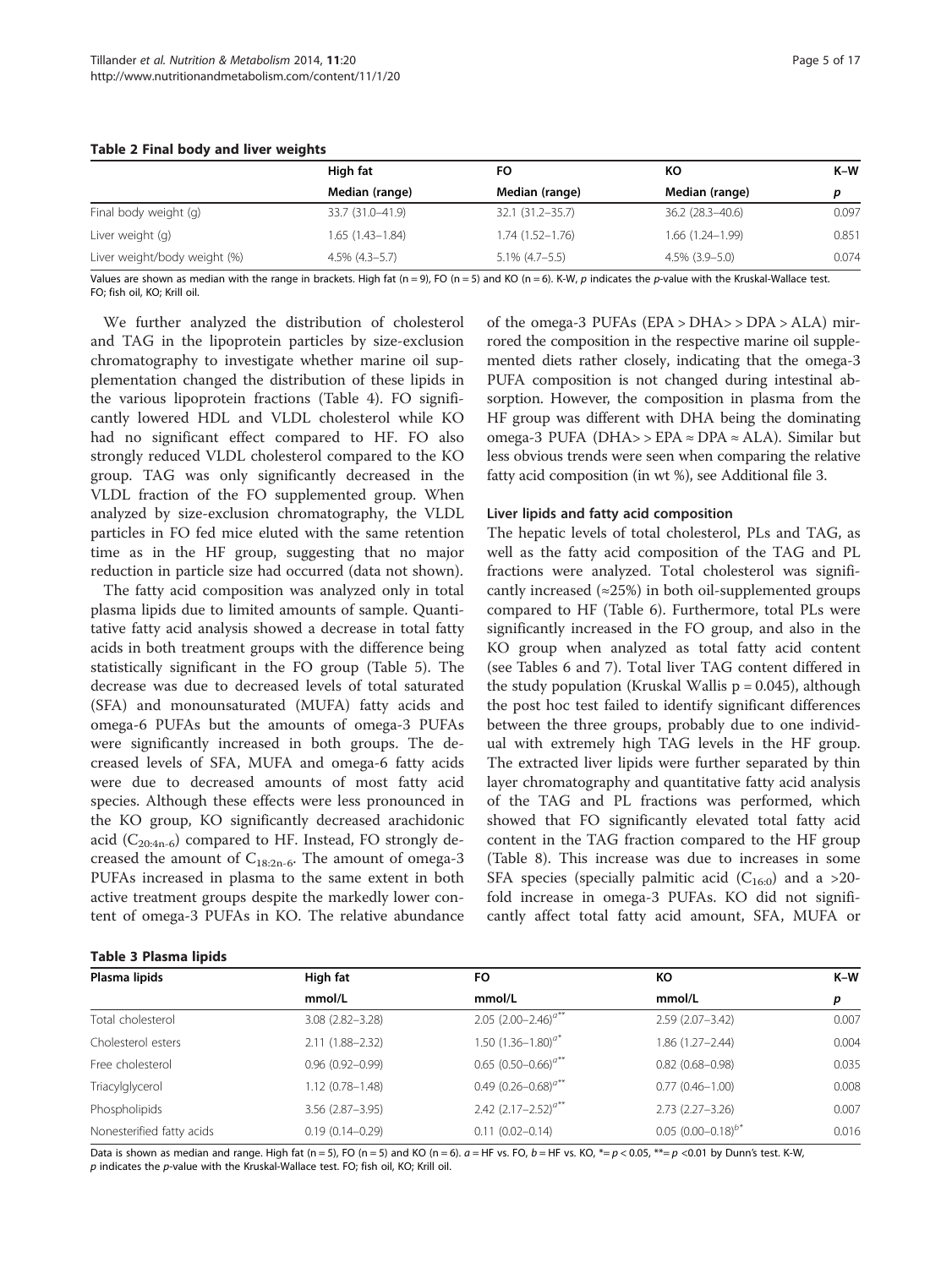**Table 2 Final body and liver weights**

| | High fat | FO | KO | K–W |
|---|---|---|---|---|
| | Median (range) | Median (range) | Median (range) | p |
| Final body weight (g) | 33.7 (31.0–41.9) | 32.1 (31.2–35.7) | 36.2 (28.3–40.6) | 0.097 |
| Liver weight (g) | 1.65 (1.43–1.84) | 1.74 (1.52–1.76) | 1.66 (1.24–1.99) | 0.851 |
| Liver weight/body weight (%) | 4.5% (4.3–5.7) | 5.1% (4.7–5.5) | 4.5% (3.9–5.0) | 0.074 |

Values are shown as median with the range in brackets. High fat (n = 9), FO (n = 5) and KO (n = 6). K-W, *p* indicates the *p*-value with the Kruskal-Wallace test. FO; fish oil, KO; Krill oil.

We further analyzed the distribution of cholesterol and TAG in the lipoprotein particles by size-exclusion chromatography to investigate whether marine oil supplementation changed the distribution of these lipids in the various lipoprotein fractions (Table 4). FO significantly lowered HDL and VLDL cholesterol while KO had no significant effect compared to HF. FO also strongly reduced VLDL cholesterol compared to the KO group. TAG was only significantly decreased in the VLDL fraction of the FO supplemented group. When analyzed by size-exclusion chromatography, the VLDL particles in FO fed mice eluted with the same retention time as in the HF group, suggesting that no major reduction in particle size had occurred (data not shown).

The fatty acid composition was analyzed only in total plasma lipids due to limited amounts of sample. Quantitative fatty acid analysis showed a decrease in total fatty acids in both treatment groups with the difference being statistically significant in the FO group (Table 5). The decrease was due to decreased levels of total saturated (SFA) and monounsaturated (MUFA) fatty acids and omega-6 PUFAs but the amounts of omega-3 PUFAs were significantly increased in both groups. The decreased levels of SFA, MUFA and omega-6 fatty acids were due to decreased amounts of most fatty acid species. Although these effects were less pronounced in the KO group, KO significantly decreased arachidonic acid ($C_{20:4n-6}$) compared to HF. Instead, FO strongly decreased the amount of $C_{18:2n-6}$. The amount of omega-3 PUFAs increased in plasma to the same extent in both active treatment groups despite the markedly lower content of omega-3 PUFAs in KO. The relative abundance of the omega-3 PUFAs (EPA > DHA> > DPA > ALA) mirrored the composition in the respective marine oil supplemented diets rather closely, indicating that the omega-3 PUFA composition is not changed during intestinal absorption. However, the composition in plasma from the HF group was different with DHA being the dominating omega-3 PUFA (DHA> > EPA ≈ DPA ≈ ALA). Similar but less obvious trends were seen when comparing the relative fatty acid composition (in wt %), see Additional file 3.

### Liver lipids and fatty acid composition

The hepatic levels of total cholesterol, PLs and TAG, as well as the fatty acid composition of the TAG and PL fractions were analyzed. Total cholesterol was significantly increased (≈25%) in both oil-supplemented groups compared to HF (Table 6). Furthermore, total PLs were significantly increased in the FO group, and also in the KO group when analyzed as total fatty acid content (see Tables 6 and 7). Total liver TAG content differed in the study population (Kruskal Wallis p = 0.045), although the post hoc test failed to identify significant differences between the three groups, probably due to one individual with extremely high TAG levels in the HF group. The extracted liver lipids were further separated by thin layer chromatography and quantitative fatty acid analysis of the TAG and PL fractions was performed, which showed that FO significantly elevated total fatty acid content in the TAG fraction compared to the HF group (Table 8). This increase was due to increases in some SFA species (specially palmitic acid ($C_{16:0}$) and a >20-fold increase in omega-3 PUFAs. KO did not significantly affect total fatty acid amount, SFA, MUFA or

**Table 3 Plasma lipids**

| Plasma lipids | High fat | FO | KO | K–W |
|---|---|---|---|---|
| | mmol/L | mmol/L | mmol/L | p |
| Total cholesterol | 3.08 (2.82–3.28) | 2.05 (2.00–2.46)[a**] | 2.59 (2.07–3.42) | 0.007 |
| Cholesterol esters | 2.11 (1.88–2.32) | 1.50 (1.36–1.80)[a*] | 1.86 (1.27–2.44) | 0.004 |
| Free cholesterol | 0.96 (0.92–0.99) | 0.65 (0.50–0.66)[a**] | 0.82 (0.68–0.98) | 0.035 |
| Triacylglycerol | 1.12 (0.78–1.48) | 0.49 (0.26–0.68)[a**] | 0.77 (0.46–1.00) | 0.008 |
| Phospholipids | 3.56 (2.87–3.95) | 2.42 (2.17–2.52)[a**] | 2.73 (2.27–3.26) | 0.007 |
| Nonesterified fatty acids | 0.19 (0.14–0.29) | 0.11 (0.02–0.14) | 0.05 (0.00–0.18)[b*] | 0.016 |

Data is shown as median and range. High fat (n = 5), FO (n = 5) and KO (n = 6). *a* = HF vs. FO, *b* = HF vs. KO, *= $p < 0.05$, **= $p < 0.01$ by Dunn's test. K-W, *p* indicates the *p*-value with the Kruskal-Wallace test. FO; fish oil, KO; Krill oil.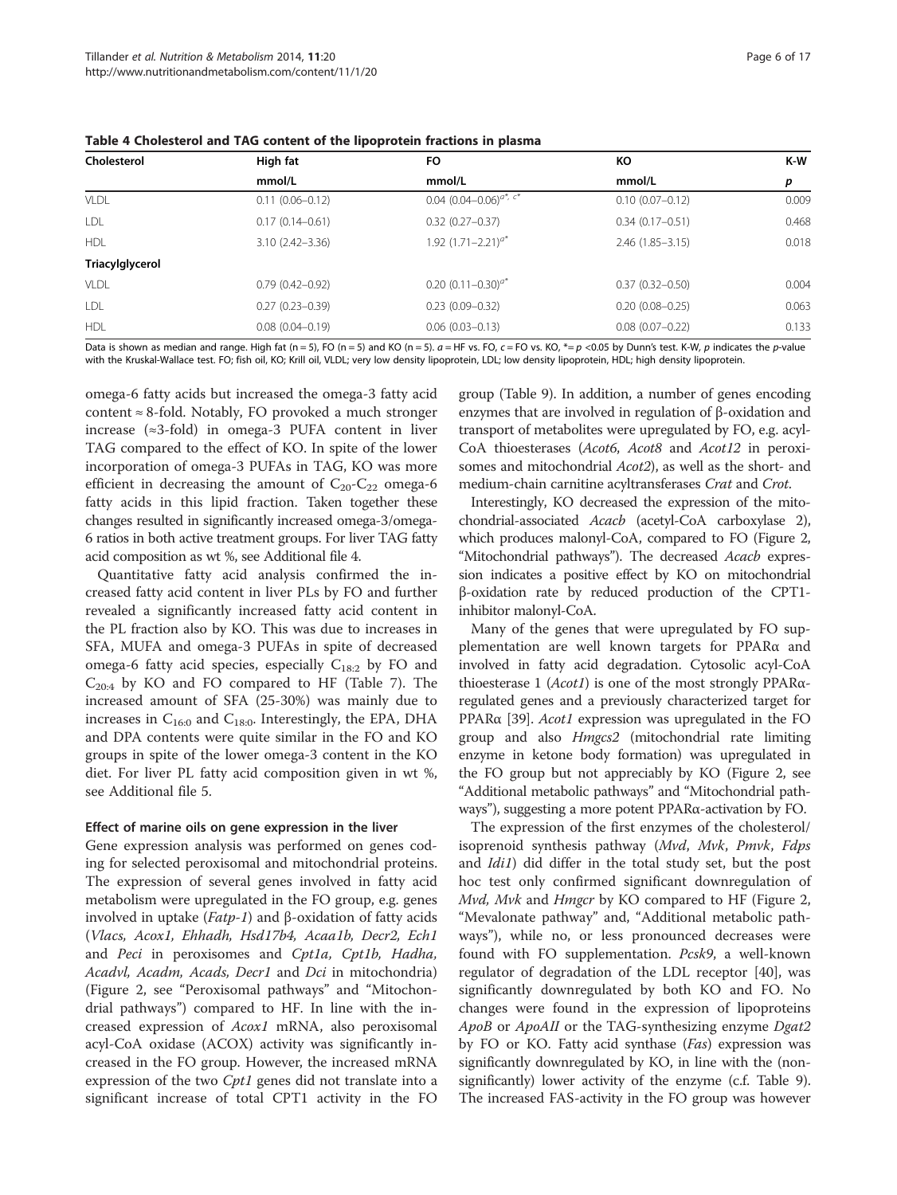**Table 4 Cholesterol and TAG content of the lipoprotein fractions in plasma**

| Cholesterol | High fat | FO | KO | K-W |
|---|---|---|---|---|
| | mmol/L | mmol/L | mmol/L | *p* |
| VLDL | 0.11 (0.06–0.12) | 0.04 (0.04–0.06)[a*, c*] | 0.10 (0.07–0.12) | 0.009 |
| LDL | 0.17 (0.14–0.61) | 0.32 (0.27–0.37) | 0.34 (0.17–0.51) | 0.468 |
| HDL | 3.10 (2.42–3.36) | 1.92 (1.71–2.21)[a*] | 2.46 (1.85–3.15) | 0.018 |
| **Triacylglycerol** | | | | |
| VLDL | 0.79 (0.42–0.92) | 0.20 (0.11–0.30)[a*] | 0.37 (0.32–0.50) | 0.004 |
| LDL | 0.27 (0.23–0.39) | 0.23 (0.09–0.32) | 0.20 (0.08–0.25) | 0.063 |
| HDL | 0.08 (0.04–0.19) | 0.06 (0.03–0.13) | 0.08 (0.07–0.22) | 0.133 |

Data is shown as median and range. High fat (n = 5), FO (n = 5) and KO (n = 5). *a* = HF vs. FO, *c* = FO vs. KO, *= *p* <0.05 by Dunn's test. K-W, *p* indicates the *p*-value with the Kruskal-Wallace test. FO; fish oil, KO; Krill oil, VLDL; very low density lipoprotein, LDL; low density lipoprotein, HDL; high density lipoprotein.

omega-6 fatty acids but increased the omega-3 fatty acid content ≈ 8-fold. Notably, FO provoked a much stronger increase (≈3-fold) in omega-3 PUFA content in liver TAG compared to the effect of KO. In spite of the lower incorporation of omega-3 PUFAs in TAG, KO was more efficient in decreasing the amount of $C_{20}$-$C_{22}$ omega-6 fatty acids in this lipid fraction. Taken together these changes resulted in significantly increased omega-3/omega-6 ratios in both active treatment groups. For liver TAG fatty acid composition as wt %, see Additional file 4.

Quantitative fatty acid analysis confirmed the increased fatty acid content in liver PLs by FO and further revealed a significantly increased fatty acid content in the PL fraction also by KO. This was due to increases in SFA, MUFA and omega-3 PUFAs in spite of decreased omega-6 fatty acid species, especially $C_{18:2}$ by FO and $C_{20:4}$ by KO and FO compared to HF (Table 7). The increased amount of SFA (25-30%) was mainly due to increases in $C_{16:0}$ and $C_{18:0}$. Interestingly, the EPA, DHA and DPA contents were quite similar in the FO and KO groups in spite of the lower omega-3 content in the KO diet. For liver PL fatty acid composition given in wt %, see Additional file 5.

#### Effect of marine oils on gene expression in the liver

Gene expression analysis was performed on genes coding for selected peroxisomal and mitochondrial proteins. The expression of several genes involved in fatty acid metabolism were upregulated in the FO group, e.g. genes involved in uptake (*Fatp-1*) and β-oxidation of fatty acids (*Vlacs, Acox1, Ehhadh, Hsd17b4, Acaa1b, Decr2, Ech1* and *Peci* in peroxisomes and *Cpt1a, Cpt1b, Hadha, Acadvl, Acadm, Acads, Decr1* and *Dci* in mitochondria) (Figure 2, see "Peroxisomal pathways" and "Mitochondrial pathways") compared to HF. In line with the increased expression of *Acox1* mRNA, also peroxisomal acyl-CoA oxidase (ACOX) activity was significantly increased in the FO group. However, the increased mRNA expression of the two *Cpt1* genes did not translate into a significant increase of total CPT1 activity in the FO group (Table 9). In addition, a number of genes encoding enzymes that are involved in regulation of β-oxidation and transport of metabolites were upregulated by FO, e.g. acyl-CoA thioesterases (*Acot6, Acot8* and *Acot12* in peroxisomes and mitochondrial *Acot2*), as well as the short- and medium-chain carnitine acyltransferases *Crat* and *Crot*.

Interestingly, KO decreased the expression of the mitochondrial-associated *Acacb* (acetyl-CoA carboxylase 2), which produces malonyl-CoA, compared to FO (Figure 2, "Mitochondrial pathways"). The decreased *Acacb* expression indicates a positive effect by KO on mitochondrial β-oxidation rate by reduced production of the CPT1-inhibitor malonyl-CoA.

Many of the genes that were upregulated by FO supplementation are well known targets for PPARα and involved in fatty acid degradation. Cytosolic acyl-CoA thioesterase 1 (*Acot1*) is one of the most strongly PPARα-regulated genes and a previously characterized target for PPARα [39]. *Acot1* expression was upregulated in the FO group and also *Hmgcs2* (mitochondrial rate limiting enzyme in ketone body formation) was upregulated in the FO group but not appreciably by KO (Figure 2, see "Additional metabolic pathways" and "Mitochondrial pathways"), suggesting a more potent PPARα-activation by FO.

The expression of the first enzymes of the cholesterol/isoprenoid synthesis pathway (*Mvd, Mvk, Pmvk, Fdps* and *Idi1*) did differ in the total study set, but the post hoc test only confirmed significant downregulation of *Mvd, Mvk* and *Hmgcr* by KO compared to HF (Figure 2, "Mevalonate pathway" and, "Additional metabolic pathways"), while no, or less pronounced decreases were found with FO supplementation. *Pcsk9*, a well-known regulator of degradation of the LDL receptor [40], was significantly downregulated by both KO and FO. No changes were found in the expression of lipoproteins *ApoB* or *ApoAII* or the TAG-synthesizing enzyme *Dgat2* by FO or KO. Fatty acid synthase (*Fas*) expression was significantly downregulated by KO, in line with the (non-significantly) lower activity of the enzyme (c.f. Table 9). The increased FAS-activity in the FO group was however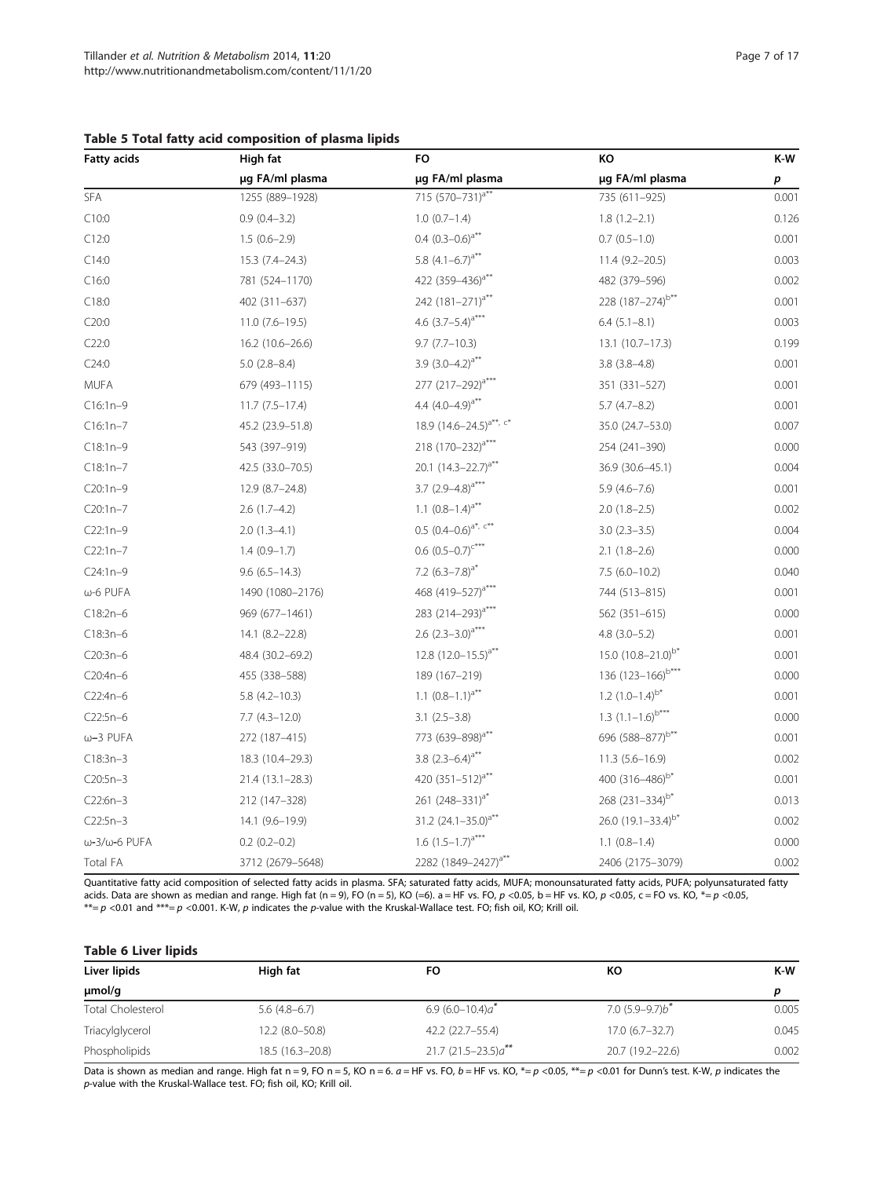**Table 5 Total fatty acid composition of plasma lipids**

| Fatty acids | High fat | FO | KO | K-W |
|---|---|---|---|---|
| | µg FA/ml plasma | µg FA/ml plasma | µg FA/ml plasma | *p* |
| SFA | 1255 (889–1928) | 715 (570–731)$^{a**}$ | 735 (611–925) | 0.001 |
| C10:0 | 0.9 (0.4–3.2) | 1.0 (0.7–1.4) | 1.8 (1.2–2.1) | 0.126 |
| C12:0 | 1.5 (0.6–2.9) | 0.4 (0.3–0.6)$^{a**}$ | 0.7 (0.5–1.0) | 0.001 |
| C14:0 | 15.3 (7.4–24.3) | 5.8 (4.1–6.7)$^{a**}$ | 11.4 (9.2–20.5) | 0.003 |
| C16:0 | 781 (524–1170) | 422 (359–436)$^{a**}$ | 482 (379–596) | 0.002 |
| C18:0 | 402 (311–637) | 242 (181–271)$^{a**}$ | 228 (187–274)$^{b**}$ | 0.001 |
| C20:0 | 11.0 (7.6–19.5) | 4.6 (3.7–5.4)$^{a***}$ | 6.4 (5.1–8.1) | 0.003 |
| C22:0 | 16.2 (10.6–26.6) | 9.7 (7.7–10.3) | 13.1 (10.7–17.3) | 0.199 |
| C24:0 | 5.0 (2.8–8.4) | 3.9 (3.0–4.2)$^{a**}$ | 3.8 (3.8–4.8) | 0.001 |
| MUFA | 679 (493–1115) | 277 (217–292)$^{a***}$ | 351 (331–527) | 0.001 |
| C16:1n–9 | 11.7 (7.5–17.4) | 4.4 (4.0–4.9)$^{a**}$ | 5.7 (4.7–8.2) | 0.001 |
| C16:1n–7 | 45.2 (23.9–51.8) | 18.9 (14.6–24.5)$^{a**, c*}$ | 35.0 (24.7–53.0) | 0.007 |
| C18:1n–9 | 543 (397–919) | 218 (170–232)$^{a***}$ | 254 (241–390) | 0.000 |
| C18:1n–7 | 42.5 (33.0–70.5) | 20.1 (14.3–22.7)$^{a**}$ | 36.9 (30.6–45.1) | 0.004 |
| C20:1n–9 | 12.9 (8.7–24.8) | 3.7 (2.9–4.8)$^{a***}$ | 5.9 (4.6–7.6) | 0.001 |
| C20:1n–7 | 2.6 (1.7–4.2) | 1.1 (0.8–1.4)$^{a**}$ | 2.0 (1.8–2.5) | 0.002 |
| C22:1n–9 | 2.0 (1.3–4.1) | 0.5 (0.4–0.6)$^{a*, c**}$ | 3.0 (2.3–3.5) | 0.004 |
| C22:1n–7 | 1.4 (0.9–1.7) | 0.6 (0.5–0.7)$^{c***}$ | 2.1 (1.8–2.6) | 0.000 |
| C24:1n–9 | 9.6 (6.5–14.3) | 7.2 (6.3–7.8)$^{a*}$ | 7.5 (6.0–10.2) | 0.040 |
| ω-6 PUFA | 1490 (1080–2176) | 468 (419–527)$^{a***}$ | 744 (513–815) | 0.001 |
| C18:2n–6 | 969 (677–1461) | 283 (214–293)$^{a***}$ | 562 (351–615) | 0.000 |
| C18:3n–6 | 14.1 (8.2–22.8) | 2.6 (2.3–3.0)$^{a***}$ | 4.8 (3.0–5.2) | 0.001 |
| C20:3n–6 | 48.4 (30.2–69.2) | 12.8 (12.0–15.5)$^{a**}$ | 15.0 (10.8–21.0)$^{b*}$ | 0.001 |
| C20:4n–6 | 455 (338–588) | 189 (167–219) | 136 (123–166)$^{b***}$ | 0.000 |
| C22:4n–6 | 5.8 (4.2–10.3) | 1.1 (0.8–1.1)$^{a**}$ | 1.2 (1.0–1.4)$^{b*}$ | 0.001 |
| C22:5n–6 | 7.7 (4.3–12.0) | 3.1 (2.5–3.8) | 1.3 (1.1–1.6)$^{b***}$ | 0.000 |
| ω–3 PUFA | 272 (187–415) | 773 (639–898)$^{a**}$ | 696 (588–877)$^{b**}$ | 0.001 |
| C18:3n–3 | 18.3 (10.4–29.3) | 3.8 (2.3–6.4)$^{a**}$ | 11.3 (5.6–16.9) | 0.002 |
| C20:5n–3 | 21.4 (13.1–28.3) | 420 (351–512)$^{a**}$ | 400 (316–486)$^{b*}$ | 0.001 |
| C22:6n–3 | 212 (147–328) | 261 (248–331)$^{a*}$ | 268 (231–334)$^{b*}$ | 0.013 |
| C22:5n–3 | 14.1 (9.6–19.9) | 31.2 (24.1–35.0)$^{a**}$ | 26.0 (19.1–33.4)$^{b*}$ | 0.002 |
| ω-3/ω-6 PUFA | 0.2 (0.2–0.2) | 1.6 (1.5–1.7)$^{a***}$ | 1.1 (0.8–1.4) | 0.000 |
| Total FA | 3712 (2679–5648) | 2282 (1849–2427)$^{a**}$ | 2406 (2175–3079) | 0.002 |

Quantitative fatty acid composition of selected fatty acids in plasma. SFA; saturated fatty acids, MUFA; monounsaturated fatty acids, PUFA; polyunsaturated fatty acids. Data are shown as median and range. High fat (n = 9), FO (n = 5), KO (=6). a = HF vs. FO, $p < 0.05$, b = HF vs. KO, $p < 0.05$, c = FO vs. KO, *= $p < 0.05$, **= $p < 0.01$ and ***= $p < 0.001$. K-W, *p* indicates the *p*-value with the Kruskal-Wallace test. FO; fish oil, KO; Krill oil.

**Table 6 Liver lipids**

| Liver lipids | High fat | FO | KO | K-W |
|---|---|---|---|---|
| µmol/g | | | | *p* |
| Total Cholesterol | 5.6 (4.8–6.7) | 6.9 (6.0–10.4)*a*$^{*}$ | 7.0 (5.9–9.7)*b*$^{*}$ | 0.005 |
| Triacylglycerol | 12.2 (8.0–50.8) | 42.2 (22.7–55.4) | 17.0 (6.7–32.7) | 0.045 |
| Phospholipids | 18.5 (16.3–20.8) | 21.7 (21.5–23.5)*a*$^{**}$ | 20.7 (19.2–22.6) | 0.002 |

Data is shown as median and range. High fat n = 9, FO n = 5, KO n = 6. *a* = HF vs. FO, *b* = HF vs. KO, *= $p < 0.05$, **= $p < 0.01$ for Dunn's test. K-W, *p* indicates the *p*-value with the Kruskal-Wallace test. FO; fish oil, KO; Krill oil.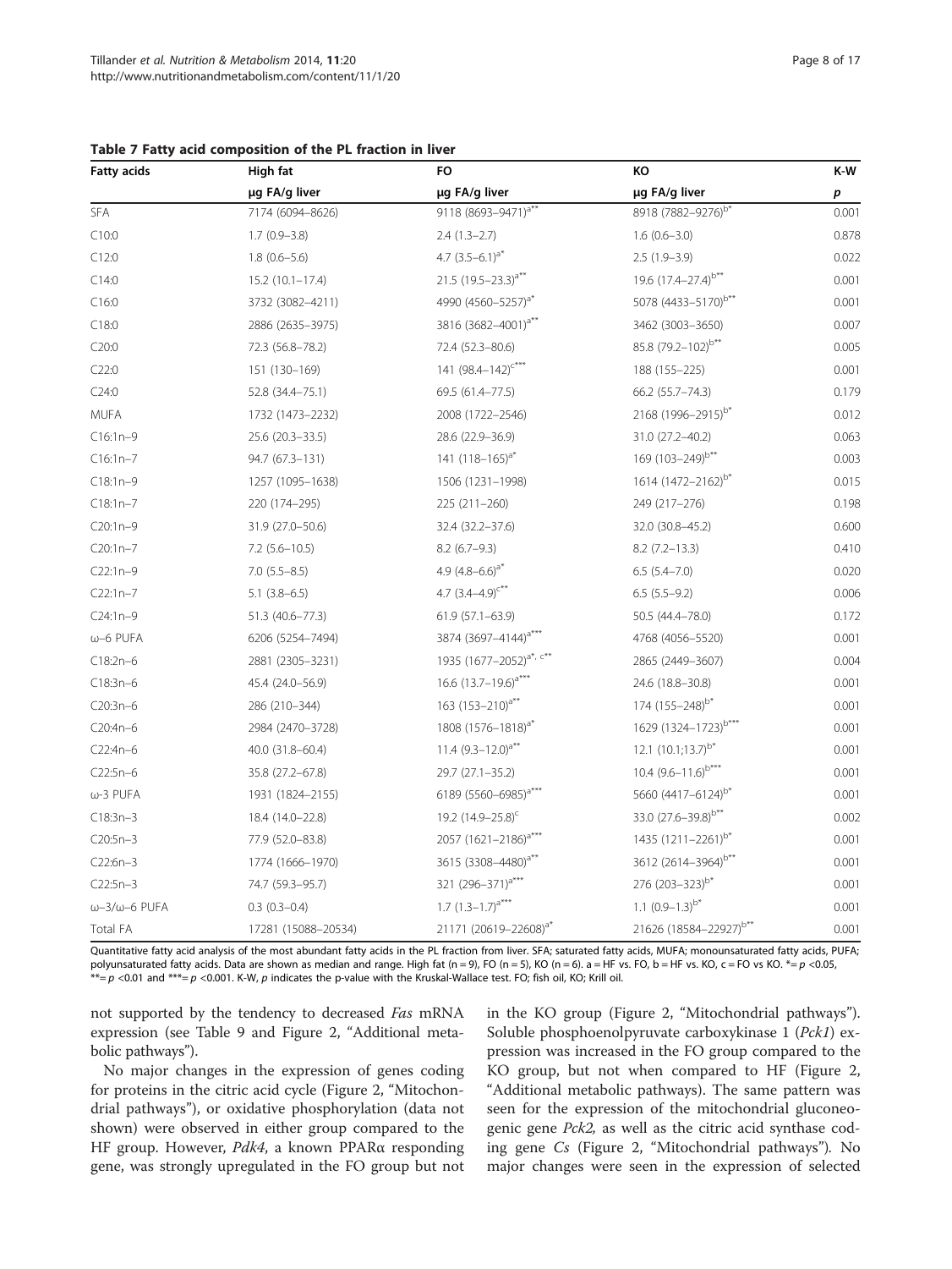**Table 7 Fatty acid composition of the PL fraction in liver**

| Fatty acids | High fat | FO | KO | K-W |
|---|---|---|---|---|
| | μg FA/g liver | μg FA/g liver | μg FA/g liver | *p* |
| SFA | 7174 (6094–8626) | 9118 (8693–9471)[a**] | 8918 (7882–9276)[b*] | 0.001 |
| C10:0 | 1.7 (0.9–3.8) | 2.4 (1.3–2.7) | 1.6 (0.6–3.0) | 0.878 |
| C12:0 | 1.8 (0.6–5.6) | 4.7 (3.5–6.1)[a*] | 2.5 (1.9–3.9) | 0.022 |
| C14:0 | 15.2 (10.1–17.4) | 21.5 (19.5–23.3)[a**] | 19.6 (17.4–27.4)[b**] | 0.001 |
| C16:0 | 3732 (3082–4211) | 4990 (4560–5257)[a*] | 5078 (4433–5170)[b**] | 0.001 |
| C18:0 | 2886 (2635–3975) | 3816 (3682–4001)[a**] | 3462 (3003–3650) | 0.007 |
| C20:0 | 72.3 (56.8–78.2) | 72.4 (52.3–80.6) | 85.8 (79.2–102)[b**] | 0.005 |
| C22:0 | 151 (130–169) | 141 (98.4–142)[c***] | 188 (155–225) | 0.001 |
| C24:0 | 52.8 (34.4–75.1) | 69.5 (61.4–77.5) | 66.2 (55.7–74.3) | 0.179 |
| MUFA | 1732 (1473–2232) | 2008 (1722–2546) | 2168 (1996–2915)[b*] | 0.012 |
| C16:1n–9 | 25.6 (20.3–33.5) | 28.6 (22.9–36.9) | 31.0 (27.2–40.2) | 0.063 |
| C16:1n–7 | 94.7 (67.3–131) | 141 (118–165)[a*] | 169 (103–249)[b**] | 0.003 |
| C18:1n–9 | 1257 (1095–1638) | 1506 (1231–1998) | 1614 (1472–2162)[b*] | 0.015 |
| C18:1n–7 | 220 (174–295) | 225 (211–260) | 249 (217–276) | 0.198 |
| C20:1n–9 | 31.9 (27.0–50.6) | 32.4 (32.2–37.6) | 32.0 (30.8–45.2) | 0.600 |
| C20:1n–7 | 7.2 (5.6–10.5) | 8.2 (6.7–9.3) | 8.2 (7.2–13.3) | 0.410 |
| C22:1n–9 | 7.0 (5.5–8.5) | 4.9 (4.8–6.6)[a*] | 6.5 (5.4–7.0) | 0.020 |
| C22:1n–7 | 5.1 (3.8–6.5) | 4.7 (3.4–4.9)[c**] | 6.5 (5.5–9.2) | 0.006 |
| C24:1n–9 | 51.3 (40.6–77.3) | 61.9 (57.1–63.9) | 50.5 (44.4–78.0) | 0.172 |
| ω–6 PUFA | 6206 (5254–7494) | 3874 (3697–4144)[a***] | 4768 (4056–5520) | 0.001 |
| C18:2n–6 | 2881 (2305–3231) | 1935 (1677–2052)[a*, c**] | 2865 (2449–3607) | 0.004 |
| C18:3n–6 | 45.4 (24.0–56.9) | 16.6 (13.7–19.6)[a***] | 24.6 (18.8–30.8) | 0.001 |
| C20:3n–6 | 286 (210–344) | 163 (153–210)[a**] | 174 (155–248)[b*] | 0.001 |
| C20:4n–6 | 2984 (2470–3728) | 1808 (1576–1818)[a*] | 1629 (1324–1723)[b***] | 0.001 |
| C22:4n–6 | 40.0 (31.8–60.4) | 11.4 (9.3–12.0)[a**] | 12.1 (10.1;13.7)[b*] | 0.001 |
| C22:5n–6 | 35.8 (27.2–67.8) | 29.7 (27.1–35.2) | 10.4 (9.6–11.6)[b***] | 0.001 |
| ω-3 PUFA | 1931 (1824–2155) | 6189 (5560–6985)[a***] | 5660 (4417–6124)[b*] | 0.001 |
| C18:3n–3 | 18.4 (14.0–22.8) | 19.2 (14.9–25.8)[c] | 33.0 (27.6–39.8)[b**] | 0.002 |
| C20:5n–3 | 77.9 (52.0–83.8) | 2057 (1621–2186)[a***] | 1435 (1211–2261)[b*] | 0.001 |
| C22:6n–3 | 1774 (1666–1970) | 3615 (3308–4480)[a**] | 3612 (2614–3964)[b**] | 0.001 |
| C22:5n–3 | 74.7 (59.3–95.7) | 321 (296–371)[a***] | 276 (203–323)[b*] | 0.001 |
| ω–3/ω–6 PUFA | 0.3 (0.3–0.4) | 1.7 (1.3–1.7)[a***] | 1.1 (0.9–1.3)[b*] | 0.001 |
| Total FA | 17281 (15088–20534) | 21171 (20619–22608)[a*] | 21626 (18584–22927)[b**] | 0.001 |

Quantitative fatty acid analysis of the most abundant fatty acids in the PL fraction from liver. SFA; saturated fatty acids, MUFA; monounsaturated fatty acids, PUFA; polyunsaturated fatty acids. Data are shown as median and range. High fat (n = 9), FO (n = 5), KO (n = 6). a = HF vs. FO, b = HF vs. KO, c = FO vs KO. * = $p < 0.05$, ** = $p < 0.01$ and *** = $p < 0.001$. K-W, *p* indicates the p-value with the Kruskal-Wallace test. FO; fish oil, KO; Krill oil.

not supported by the tendency to decreased *Fas* mRNA expression (see Table 9 and Figure 2, "Additional metabolic pathways").

No major changes in the expression of genes coding for proteins in the citric acid cycle (Figure 2, "Mitochondrial pathways"), or oxidative phosphorylation (data not shown) were observed in either group compared to the HF group. However, *Pdk4*, a known PPARα responding gene, was strongly upregulated in the FO group but not in the KO group (Figure 2, "Mitochondrial pathways"). Soluble phosphoenolpyruvate carboxykinase 1 (*Pck1*) expression was increased in the FO group compared to the KO group, but not when compared to HF (Figure 2, "Additional metabolic pathways). The same pattern was seen for the expression of the mitochondrial gluconeogenic gene *Pck2,* as well as the citric acid synthase coding gene *Cs* (Figure 2, "Mitochondrial pathways"). No major changes were seen in the expression of selected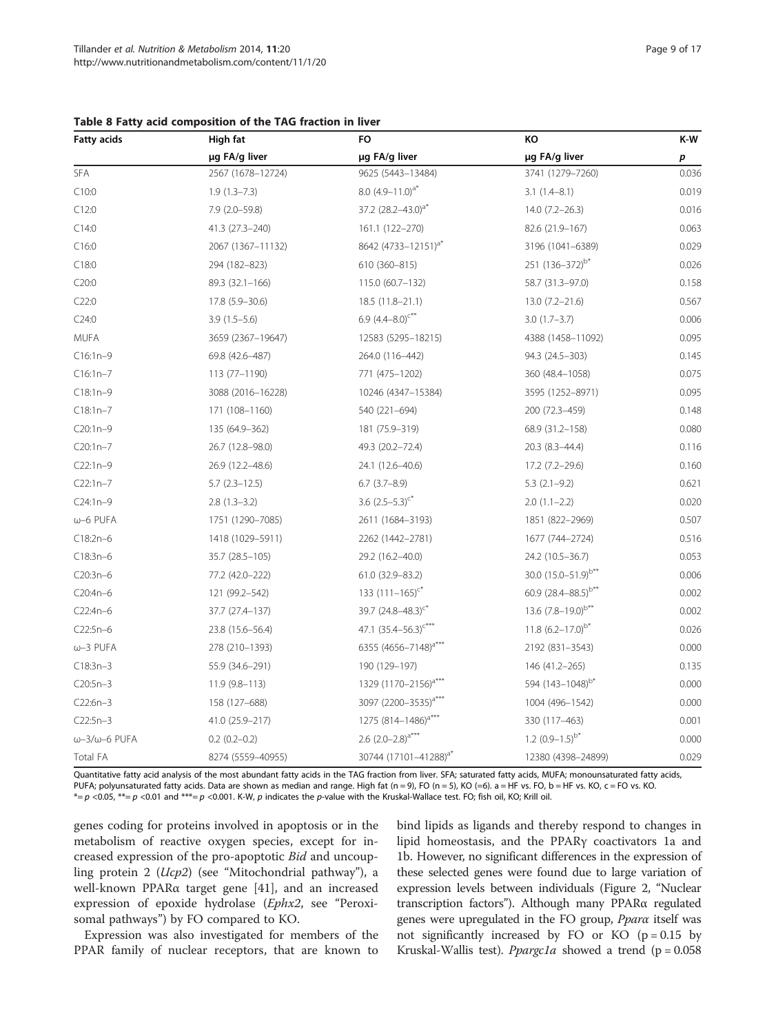**Table 8 Fatty acid composition of the TAG fraction in liver**

| Fatty acids | High fat | FO | KO | K-W |
|---|---|---|---|---|
| | µg FA/g liver | µg FA/g liver | µg FA/g liver | *p* |
| SFA | 2567 (1678–12724) | 9625 (5443–13484) | 3741 (1279–7260) | 0.036 |
| C10:0 | 1.9 (1.3–7.3) | 8.0 (4.9–11.0)[a*] | 3.1 (1.4–8.1) | 0.019 |
| C12:0 | 7.9 (2.0–59.8) | 37.2 (28.2–43.0)[a*] | 14.0 (7.2–26.3) | 0.016 |
| C14:0 | 41.3 (27.3–240) | 161.1 (122–270) | 82.6 (21.9–167) | 0.063 |
| C16:0 | 2067 (1367–11132) | 8642 (4733–12151)[a*] | 3196 (1041–6389) | 0.029 |
| C18:0 | 294 (182–823) | 610 (360–815) | 251 (136–372)[b*] | 0.026 |
| C20:0 | 89.3 (32.1–166) | 115.0 (60.7–132) | 58.7 (31.3–97.0) | 0.158 |
| C22:0 | 17.8 (5.9–30.6) | 18.5 (11.8–21.1) | 13.0 (7.2–21.6) | 0.567 |
| C24:0 | 3.9 (1.5–5.6) | 6.9 (4.4–8.0)[c**] | 3.0 (1.7–3.7) | 0.006 |
| MUFA | 3659 (2367–19647) | 12583 (5295–18215) | 4388 (1458–11092) | 0.095 |
| C16:1n–9 | 69.8 (42.6–487) | 264.0 (116–442) | 94.3 (24.5–303) | 0.145 |
| C16:1n–7 | 113 (77–1190) | 771 (475–1202) | 360 (48.4–1058) | 0.075 |
| C18:1n–9 | 3088 (2016–16228) | 10246 (4347–15384) | 3595 (1252–8971) | 0.095 |
| C18:1n–7 | 171 (108–1160) | 540 (221–694) | 200 (72.3–459) | 0.148 |
| C20:1n–9 | 135 (64.9–362) | 181 (75.9–319) | 68.9 (31.2–158) | 0.080 |
| C20:1n–7 | 26.7 (12.8–98.0) | 49.3 (20.2–72.4) | 20.3 (8.3–44.4) | 0.116 |
| C22:1n–9 | 26.9 (12.2–48.6) | 24.1 (12.6–40.6) | 17.2 (7.2–29.6) | 0.160 |
| C22:1n–7 | 5.7 (2.3–12.5) | 6.7 (3.7–8.9) | 5.3 (2.1–9.2) | 0.621 |
| C24:1n–9 | 2.8 (1.3–3.2) | 3.6 (2.5–5.3)[c*] | 2.0 (1.1–2.2) | 0.020 |
| ω–6 PUFA | 1751 (1290–7085) | 2611 (1684–3193) | 1851 (822–2969) | 0.507 |
| C18:2n–6 | 1418 (1029–5911) | 2262 (1442–2781) | 1677 (744–2724) | 0.516 |
| C18:3n–6 | 35.7 (28.5–105) | 29.2 (16.2–40.0) | 24.2 (10.5–36.7) | 0.053 |
| C20:3n–6 | 77.2 (42.0–222) | 61.0 (32.9–83.2) | 30.0 (15.0–51.9)[b**] | 0.006 |
| C20:4n–6 | 121 (99.2–542) | 133 (111–165)[c*] | 60.9 (28.4–88.5)[b**] | 0.002 |
| C22:4n–6 | 37.7 (27.4–137) | 39.7 (24.8–48.3)[c*] | 13.6 (7.8–19.0)[b**] | 0.002 |
| C22:5n–6 | 23.8 (15.6–56.4) | 47.1 (35.4–56.3)[c***] | 11.8 (6.2–17.0)[b*] | 0.026 |
| ω–3 PUFA | 278 (210–1393) | 6355 (4656–7148)[a***] | 2192 (831–3543) | 0.000 |
| C18:3n–3 | 55.9 (34.6–291) | 190 (129–197) | 146 (41.2–265) | 0.135 |
| C20:5n–3 | 11.9 (9.8–113) | 1329 (1170–2156)[a***] | 594 (143–1048)[b*] | 0.000 |
| C22:6n–3 | 158 (127–688) | 3097 (2200–3535)[a***] | 1004 (496–1542) | 0.000 |
| C22:5n–3 | 41.0 (25.9–217) | 1275 (814–1486)[a***] | 330 (117–463) | 0.001 |
| ω–3/ω–6 PUFA | 0.2 (0.2–0.2) | 2.6 (2.0–2.8)[a***] | 1.2 (0.9–1.5)[b*] | 0.000 |
| Total FA | 8274 (5559–40955) | 30744 (17101–41288)[a*] | 12380 (4398–24899) | 0.029 |

Quantitative fatty acid analysis of the most abundant fatty acids in the TAG fraction from liver. SFA; saturated fatty acids, MUFA; monounsaturated fatty acids, PUFA; polyunsaturated fatty acids. Data are shown as median and range. High fat (n = 9), FO (n = 5), KO (=6). a = HF vs. FO, b = HF vs. KO, c = FO vs. KO. *= $p < 0.05$, **= $p < 0.01$ and ***= $p < 0.001$. K-W, *p* indicates the *p*-value with the Kruskal-Wallace test. FO; fish oil, KO; Krill oil.

genes coding for proteins involved in apoptosis or in the metabolism of reactive oxygen species, except for increased expression of the pro-apoptotic *Bid* and uncoupling protein 2 (*Ucp2*) (see "Mitochondrial pathway"), a well-known PPARα target gene [41], and an increased expression of epoxide hydrolase (*Ephx2*, see "Peroxisomal pathways") by FO compared to KO.

Expression was also investigated for members of the PPAR family of nuclear receptors, that are known to bind lipids as ligands and thereby respond to changes in lipid homeostasis, and the PPARγ coactivators 1a and 1b. However, no significant differences in the expression of these selected genes were found due to large variation of expression levels between individuals (Figure 2, "Nuclear transcription factors"). Although many PPARα regulated genes were upregulated in the FO group, *Pparα* itself was not significantly increased by FO or KO ($p = 0.15$ by Kruskal-Wallis test). *Ppargc1a* showed a trend ($p = 0.058$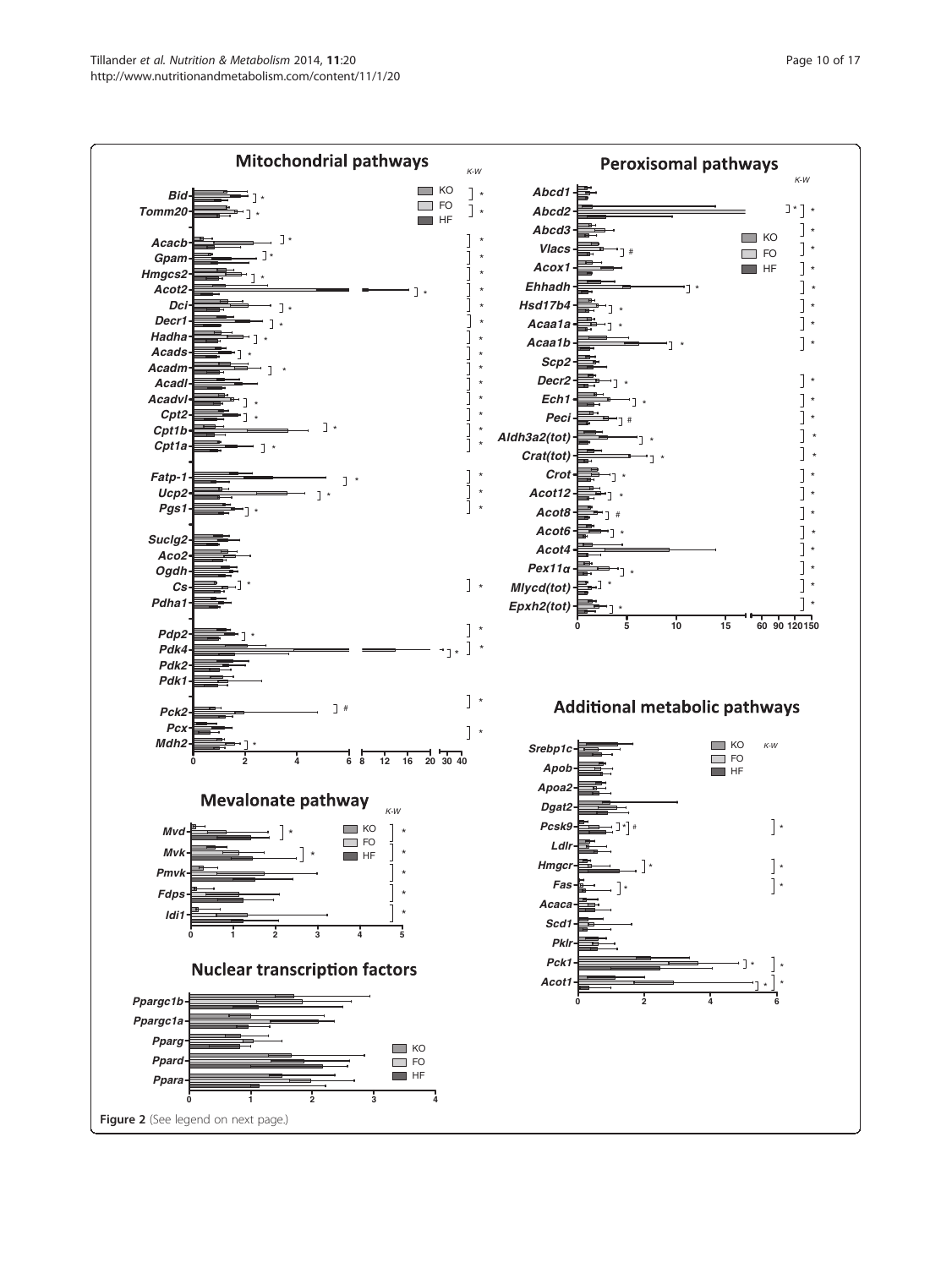Figure 2 (See legend on next page.)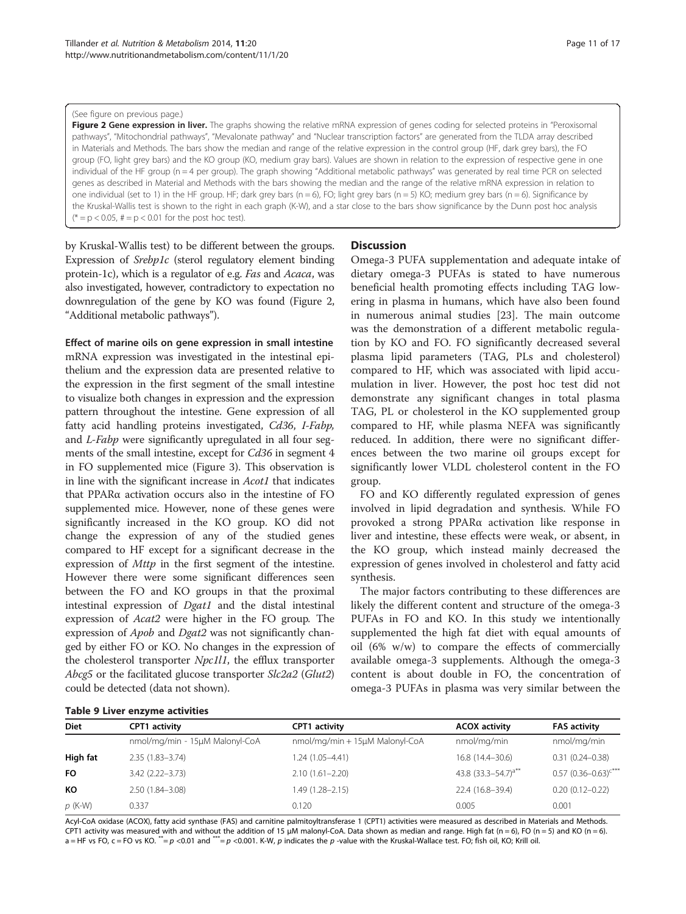(See figure on previous page.)

**Figure 2 Gene expression in liver.** The graphs showing the relative mRNA expression of genes coding for selected proteins in "Peroxisomal pathways", "Mitochondrial pathways", "Mevalonate pathway" and "Nuclear transcription factors" are generated from the TLDA array described in Materials and Methods. The bars show the median and range of the relative expression in the control group (HF, dark grey bars), the FO group (FO, light grey bars) and the KO group (KO, medium gray bars). Values are shown in relation to the expression of respective gene in one individual of the HF group (n = 4 per group). The graph showing "Additional metabolic pathways" was generated by real time PCR on selected genes as described in Material and Methods with the bars showing the median and the range of the relative mRNA expression in relation to one individual (set to 1) in the HF group. HF; dark grey bars (n = 6), FO; light grey bars (n = 5) KO; medium grey bars (n = 6). Significance by the Kruskal-Wallis test is shown to the right in each graph (K-W), and a star close to the bars show significance by the Dunn post hoc analysis (* = p < 0.05, # = p < 0.01 for the post hoc test).

by Kruskal-Wallis test) to be different between the groups. Expression of *Srebp1c* (sterol regulatory element binding protein-1c), which is a regulator of e.g. *Fas* and *Acaca*, was also investigated, however, contradictory to expectation no downregulation of the gene by KO was found (Figure 2, "Additional metabolic pathways").

### Effect of marine oils on gene expression in small intestine

mRNA expression was investigated in the intestinal epithelium and the expression data are presented relative to the expression in the first segment of the small intestine to visualize both changes in expression and the expression pattern throughout the intestine. Gene expression of all fatty acid handling proteins investigated, *Cd36*, *I-Fabp*, and *L-Fabp* were significantly upregulated in all four segments of the small intestine, except for *Cd36* in segment 4 in FO supplemented mice (Figure 3). This observation is in line with the significant increase in *Acot1* that indicates that PPARα activation occurs also in the intestine of FO supplemented mice. However, none of these genes were significantly increased in the KO group. KO did not change the expression of any of the studied genes compared to HF except for a significant decrease in the expression of *Mttp* in the first segment of the intestine. However there were some significant differences seen between the FO and KO groups in that the proximal intestinal expression of *Dgat1* and the distal intestinal expression of *Acat2* were higher in the FO group. The expression of *Apob* and *Dgat2* was not significantly changed by either FO or KO. No changes in the expression of the cholesterol transporter *Npc1l1*, the efflux transporter *Abcg5* or the facilitated glucose transporter *Slc2a2* (*Glut2*) could be detected (data not shown).

## Discussion

Omega-3 PUFA supplementation and adequate intake of dietary omega-3 PUFAs is stated to have numerous beneficial health promoting effects including TAG lowering in plasma in humans, which have also been found in numerous animal studies [23]. The main outcome was the demonstration of a different metabolic regulation by KO and FO. FO significantly decreased several plasma lipid parameters (TAG, PLs and cholesterol) compared to HF, which was associated with lipid accumulation in liver. However, the post hoc test did not demonstrate any significant changes in total plasma TAG, PL or cholesterol in the KO supplemented group compared to HF, while plasma NEFA was significantly reduced. In addition, there were no significant differences between the two marine oil groups except for significantly lower VLDL cholesterol content in the FO group.

FO and KO differently regulated expression of genes involved in lipid degradation and synthesis. While FO provoked a strong PPARα activation like response in liver and intestine, these effects were weak, or absent, in the KO group, which instead mainly decreased the expression of genes involved in cholesterol and fatty acid synthesis.

The major factors contributing to these differences are likely the different content and structure of the omega-3 PUFAs in FO and KO. In this study we intentionally supplemented the high fat diet with equal amounts of oil (6% w/w) to compare the effects of commercially available omega-3 supplements. Although the omega-3 content is about double in FO, the concentration of omega-3 PUFAs in plasma was very similar between the

**Table 9 Liver enzyme activities**

| Diet | CPT1 activity | CPT1 activity | ACOX activity | FAS activity |
|---|---|---|---|---|
| | nmol/mg/min - 15μM Malonyl-CoA | nmol/mg/min + 15μM Malonyl-CoA | nmol/mg/min | nmol/mg/min |
| **High fat** | 2.35 (1.83–3.74) | 1.24 (1.05–4.41) | 16.8 (14.4–30.6) | 0.31 (0.24–0.38) |
| **FO** | 3.42 (2.22–3.73) | 2.10 (1.61–2.20) | 43.8 (33.3–54.7)[a**] | 0.57 (0.36–0.63)[c***] |
| **KO** | 2.50 (1.84–3.08) | 1.49 (1.28–2.15) | 22.4 (16.8–39.4) | 0.20 (0.12–0.22) |
| *p* (K-W) | 0.337 | 0.120 | 0.005 | 0.001 |

Acyl-CoA oxidase (ACOX), fatty acid synthase (FAS) and carnitine palmitoyltransferase 1 (CPT1) activities were measured as described in Materials and Methods. CPT1 activity was measured with and without the addition of 15 μM malonyl-CoA. Data shown as median and range. High fat (n = 6), FO (n = 5) and KO (n = 6). a = HF vs FO, c = FO vs KO. ** = $p$ <0.01 and *** = $p$ <0.001. K-W, $p$ indicates the $p$ -value with the Kruskal-Wallace test. FO; fish oil, KO; Krill oil.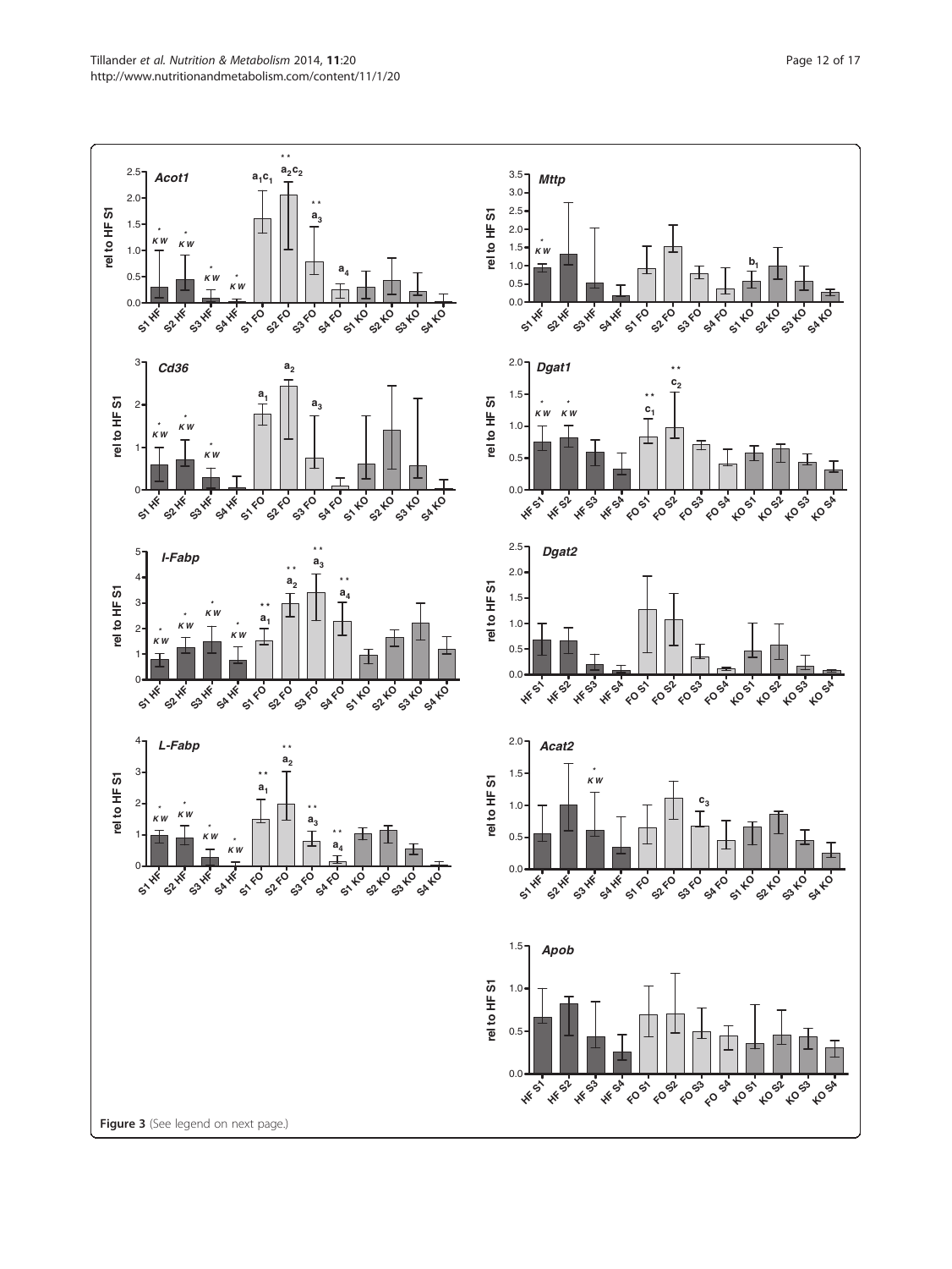Figure 3 (See legend on next page.)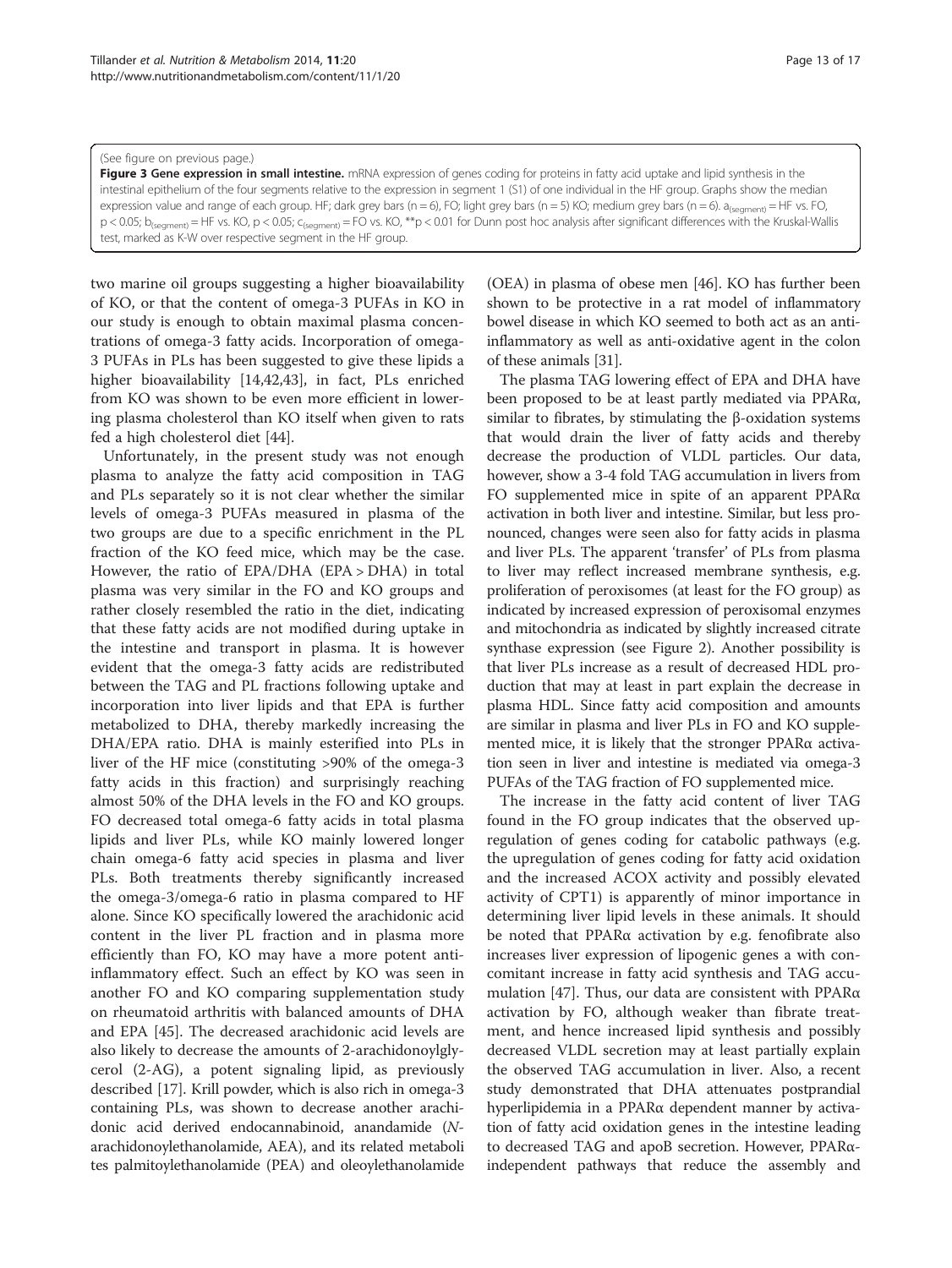(See figure on previous page.)

**Figure 3 Gene expression in small intestine.** mRNA expression of genes coding for proteins in fatty acid uptake and lipid synthesis in the intestinal epithelium of the four segments relative to the expression in segment 1 (S1) of one individual in the HF group. Graphs show the median expression value and range of each group. HF; dark grey bars (n = 6), FO; light grey bars (n = 5) KO; medium grey bars (n = 6). $a_{(segment)}$ = HF vs. FO, $p < 0.05$; $b_{(segment)}$ = HF vs. KO, $p < 0.05$; $c_{(segment)}$ = FO vs. KO, **$p < 0.01$ for Dunn post hoc analysis after significant differences with the Kruskal-Wallis test, marked as K-W over respective segment in the HF group.

two marine oil groups suggesting a higher bioavailability of KO, or that the content of omega-3 PUFAs in KO in our study is enough to obtain maximal plasma concentrations of omega-3 fatty acids. Incorporation of omega-3 PUFAs in PLs has been suggested to give these lipids a higher bioavailability [14,42,43], in fact, PLs enriched from KO was shown to be even more efficient in lowering plasma cholesterol than KO itself when given to rats fed a high cholesterol diet [44].

Unfortunately, in the present study was not enough plasma to analyze the fatty acid composition in TAG and PLs separately so it is not clear whether the similar levels of omega-3 PUFAs measured in plasma of the two groups are due to a specific enrichment in the PL fraction of the KO feed mice, which may be the case. However, the ratio of EPA/DHA (EPA > DHA) in total plasma was very similar in the FO and KO groups and rather closely resembled the ratio in the diet, indicating that these fatty acids are not modified during uptake in the intestine and transport in plasma. It is however evident that the omega-3 fatty acids are redistributed between the TAG and PL fractions following uptake and incorporation into liver lipids and that EPA is further metabolized to DHA, thereby markedly increasing the DHA/EPA ratio. DHA is mainly esterified into PLs in liver of the HF mice (constituting >90% of the omega-3 fatty acids in this fraction) and surprisingly reaching almost 50% of the DHA levels in the FO and KO groups. FO decreased total omega-6 fatty acids in total plasma lipids and liver PLs, while KO mainly lowered longer chain omega-6 fatty acid species in plasma and liver PLs. Both treatments thereby significantly increased the omega-3/omega-6 ratio in plasma compared to HF alone. Since KO specifically lowered the arachidonic acid content in the liver PL fraction and in plasma more efficiently than FO, KO may have a more potent anti-inflammatory effect. Such an effect by KO was seen in another FO and KO comparing supplementation study on rheumatoid arthritis with balanced amounts of DHA and EPA [45]. The decreased arachidonic acid levels are also likely to decrease the amounts of 2-arachidonoylglycerol (2-AG), a potent signaling lipid, as previously described [17]. Krill powder, which is also rich in omega-3 containing PLs, was shown to decrease another arachidonic acid derived endocannabinoid, anandamide (*N*-arachidonoylethanolamide, AEA), and its related metabolites palmitoylethanolamide (PEA) and oleoylethanolamide (OEA) in plasma of obese men [46]. KO has further been shown to be protective in a rat model of inflammatory bowel disease in which KO seemed to both act as an anti-inflammatory as well as anti-oxidative agent in the colon of these animals [31].

The plasma TAG lowering effect of EPA and DHA have been proposed to be at least partly mediated via PPARα, similar to fibrates, by stimulating the β-oxidation systems that would drain the liver of fatty acids and thereby decrease the production of VLDL particles. Our data, however, show a 3-4 fold TAG accumulation in livers from FO supplemented mice in spite of an apparent PPARα activation in both liver and intestine. Similar, but less pronounced, changes were seen also for fatty acids in plasma and liver PLs. The apparent 'transfer' of PLs from plasma to liver may reflect increased membrane synthesis, e.g. proliferation of peroxisomes (at least for the FO group) as indicated by increased expression of peroxisomal enzymes and mitochondria as indicated by slightly increased citrate synthase expression (see Figure 2). Another possibility is that liver PLs increase as a result of decreased HDL production that may at least in part explain the decrease in plasma HDL. Since fatty acid composition and amounts are similar in plasma and liver PLs in FO and KO supplemented mice, it is likely that the stronger PPARα activation seen in liver and intestine is mediated via omega-3 PUFAs of the TAG fraction of FO supplemented mice.

The increase in the fatty acid content of liver TAG found in the FO group indicates that the observed upregulation of genes coding for catabolic pathways (e.g. the upregulation of genes coding for fatty acid oxidation and the increased ACOX activity and possibly elevated activity of CPT1) is apparently of minor importance in determining liver lipid levels in these animals. It should be noted that PPARα activation by e.g. fenofibrate also increases liver expression of lipogenic genes a with concomitant increase in fatty acid synthesis and TAG accumulation [47]. Thus, our data are consistent with PPARα activation by FO, although weaker than fibrate treatment, and hence increased lipid synthesis and possibly decreased VLDL secretion may at least partially explain the observed TAG accumulation in liver. Also, a recent study demonstrated that DHA attenuates postprandial hyperlipidemia in a PPARα dependent manner by activation of fatty acid oxidation genes in the intestine leading to decreased TAG and apoB secretion. However, PPARα-independent pathways that reduce the assembly and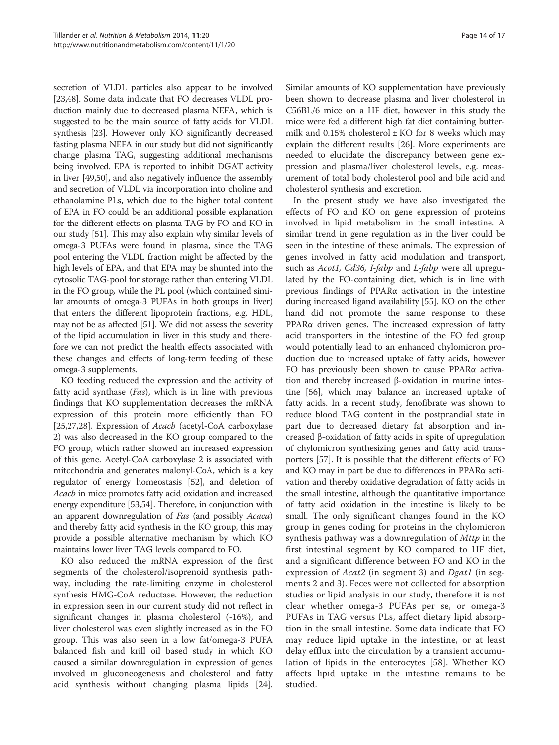secretion of VLDL particles also appear to be involved [23,48]. Some data indicate that FO decreases VLDL production mainly due to decreased plasma NEFA, which is suggested to be the main source of fatty acids for VLDL synthesis [23]. However only KO significantly decreased fasting plasma NEFA in our study but did not significantly change plasma TAG, suggesting additional mechanisms being involved. EPA is reported to inhibit DGAT activity in liver [49,50], and also negatively influence the assembly and secretion of VLDL via incorporation into choline and ethanolamine PLs, which due to the higher total content of EPA in FO could be an additional possible explanation for the different effects on plasma TAG by FO and KO in our study [51]. This may also explain why similar levels of omega-3 PUFAs were found in plasma, since the TAG pool entering the VLDL fraction might be affected by the high levels of EPA, and that EPA may be shunted into the cytosolic TAG-pool for storage rather than entering VLDL in the FO group, while the PL pool (which contained similar amounts of omega-3 PUFAs in both groups in liver) that enters the different lipoprotein fractions, e.g. HDL, may not be as affected [51]. We did not assess the severity of the lipid accumulation in liver in this study and therefore we can not predict the health effects associated with these changes and effects of long-term feeding of these omega-3 supplements.

KO feeding reduced the expression and the activity of fatty acid synthase (*Fas*), which is in line with previous findings that KO supplementation decreases the mRNA expression of this protein more efficiently than FO [25,27,28]. Expression of *Acacb* (acetyl-CoA carboxylase 2) was also decreased in the KO group compared to the FO group, which rather showed an increased expression of this gene. Acetyl-CoA carboxylase 2 is associated with mitochondria and generates malonyl-CoA, which is a key regulator of energy homeostasis [52], and deletion of *Acacb* in mice promotes fatty acid oxidation and increased energy expenditure [53,54]. Therefore, in conjunction with an apparent downregulation of *Fas* (and possibly *Acaca*) and thereby fatty acid synthesis in the KO group, this may provide a possible alternative mechanism by which KO maintains lower liver TAG levels compared to FO.

KO also reduced the mRNA expression of the first segments of the cholesterol/isoprenoid synthesis pathway, including the rate-limiting enzyme in cholesterol synthesis HMG-CoA reductase. However, the reduction in expression seen in our current study did not reflect in significant changes in plasma cholesterol (-16%), and liver cholesterol was even slightly increased as in the FO group. This was also seen in a low fat/omega-3 PUFA balanced fish and krill oil based study in which KO caused a similar downregulation in expression of genes involved in gluconeogenesis and cholesterol and fatty acid synthesis without changing plasma lipids [24]. Similar amounts of KO supplementation have previously been shown to decrease plasma and liver cholesterol in C57BL/6 mice on a HF diet, however in this study the mice were fed a different high fat diet containing buttermilk and 0.15% cholesterol ± KO for 8 weeks which may explain the different results [26]. More experiments are needed to elucidate the discrepancy between gene expression and plasma/liver cholesterol levels, e.g. measurement of total body cholesterol pool and bile acid and cholesterol synthesis and excretion.

In the present study we have also investigated the effects of FO and KO on gene expression of proteins involved in lipid metabolism in the small intestine. A similar trend in gene regulation as in the liver could be seen in the intestine of these animals. The expression of genes involved in fatty acid modulation and transport, such as *Acot1*, *Cd36*, *I-fabp* and *L-fabp* were all upregulated by the FO-containing diet, which is in line with previous findings of PPARα activation in the intestine during increased ligand availability [55]. KO on the other hand did not promote the same response to these PPARα driven genes. The increased expression of fatty acid transporters in the intestine of the FO fed group would potentially lead to an enhanced chylomicron production due to increased uptake of fatty acids, however FO has previously been shown to cause PPARα activation and thereby increased β-oxidation in murine intestine [56], which may balance an increased uptake of fatty acids. In a recent study, fenofibrate was shown to reduce blood TAG content in the postprandial state in part due to decreased dietary fat absorption and increased β-oxidation of fatty acids in spite of upregulation of chylomicron synthesizing genes and fatty acid transporters [57]. It is possible that the different effects of FO and KO may in part be due to differences in PPARα activation and thereby oxidative degradation of fatty acids in the small intestine, although the quantitative importance of fatty acid oxidation in the intestine is likely to be small. The only significant changes found in the KO group in genes coding for proteins in the chylomicron synthesis pathway was a downregulation of *Mttp* in the first intestinal segment by KO compared to HF diet, and a significant difference between FO and KO in the expression of *Acat2* (in segment 3) and *Dgat1* (in segments 2 and 3). Feces were not collected for absorption studies or lipid analysis in our study, therefore it is not clear whether omega-3 PUFAs per se, or omega-3 PUFAs in TAG versus PLs, affect dietary lipid absorption in the small intestine. Some data indicate that FO may reduce lipid uptake in the intestine, or at least delay efflux into the circulation by a transient accumulation of lipids in the enterocytes [58]. Whether KO affects lipid uptake in the intestine remains to be studied.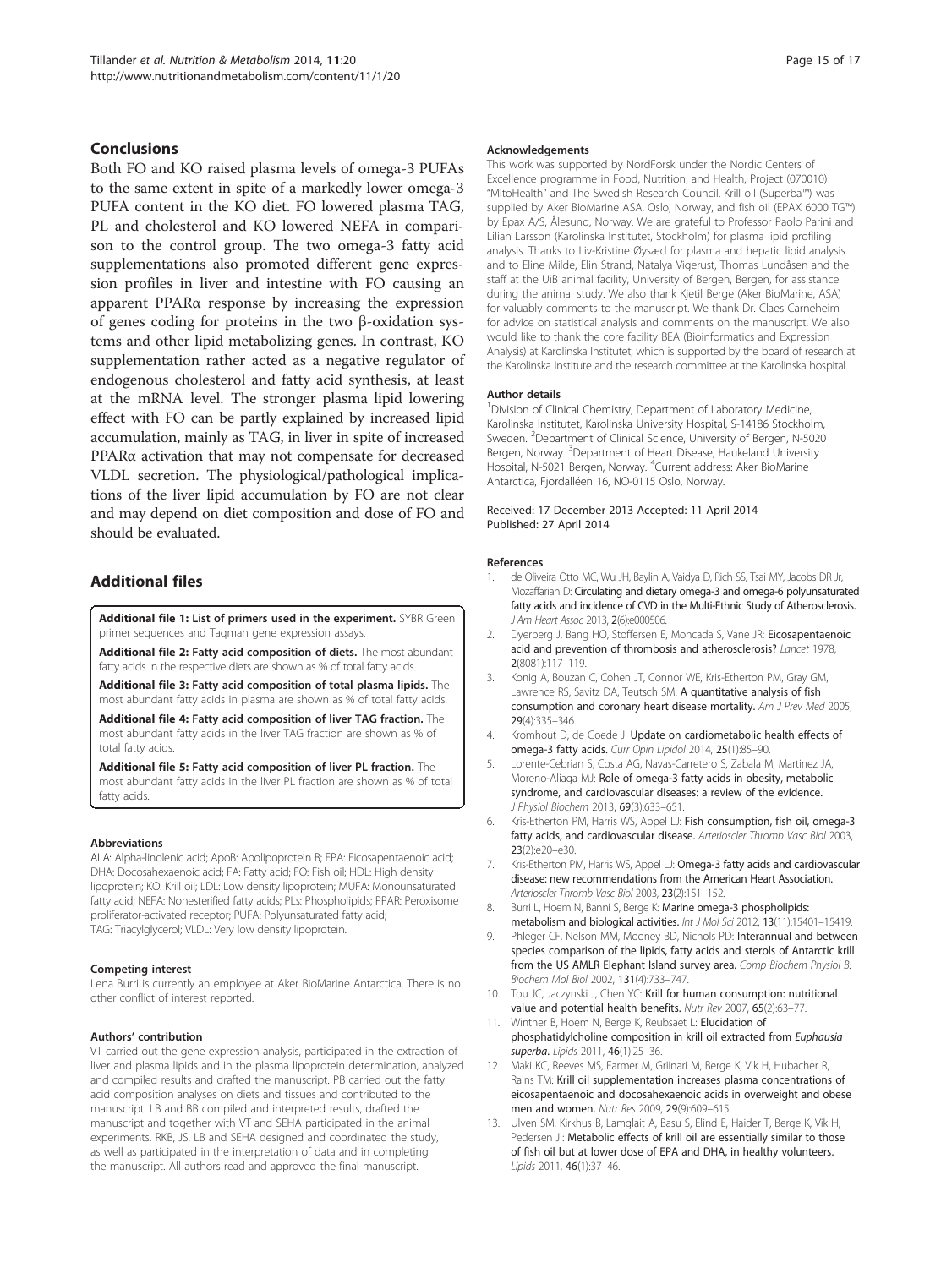## Conclusions

Both FO and KO raised plasma levels of omega-3 PUFAs to the same extent in spite of a markedly lower omega-3 PUFA content in the KO diet. FO lowered plasma TAG, PL and cholesterol and KO lowered NEFA in comparison to the control group. The two omega-3 fatty acid supplementations also promoted different gene expression profiles in liver and intestine with FO causing an apparent PPARα response by increasing the expression of genes coding for proteins in the two β-oxidation systems and other lipid metabolizing genes. In contrast, KO supplementation rather acted as a negative regulator of endogenous cholesterol and fatty acid synthesis, at least at the mRNA level. The stronger plasma lipid lowering effect with FO can be partly explained by increased lipid accumulation, mainly as TAG, in liver in spite of increased PPARα activation that may not compensate for decreased VLDL secretion. The physiological/pathological implications of the liver lipid accumulation by FO are not clear and may depend on diet composition and dose of FO and should be evaluated.

## Additional files

**Additional file 1: List of primers used in the experiment.** SYBR Green primer sequences and Taqman gene expression assays.

**Additional file 2: Fatty acid composition of diets.** The most abundant fatty acids in the respective diets are shown as % of total fatty acids.

**Additional file 3: Fatty acid composition of total plasma lipids.** The most abundant fatty acids in plasma are shown as % of total fatty acids.

**Additional file 4: Fatty acid composition of liver TAG fraction.** The most abundant fatty acids in the liver TAG fraction are shown as % of total fatty acids.

**Additional file 5: Fatty acid composition of liver PL fraction.** The most abundant fatty acids in the liver PL fraction are shown as % of total fatty acids.

#### Abbreviations

ALA: Alpha-linolenic acid; ApoB: Apolipoprotein B; EPA: Eicosapentaenoic acid; DHA: Docosahexaenoic acid; FA: Fatty acid; FO: Fish oil; HDL: High density lipoprotein; KO: Krill oil; LDL: Low density lipoprotein; MUFA: Monounsaturated fatty acid; NEFA: Nonesterified fatty acids; PLs: Phospholipids; PPAR: Peroxisome proliferator-activated receptor; PUFA: Polyunsaturated fatty acid; TAG: Triacylglycerol; VLDL: Very low density lipoprotein.

#### Competing interest

Lena Burri is currently an employee at Aker BioMarine Antarctica. There is no other conflict of interest reported.

#### Authors' contribution

VT carried out the gene expression analysis, participated in the extraction of liver and plasma lipids and in the plasma lipoprotein determination, analyzed and compiled results and drafted the manuscript. PB carried out the fatty acid composition analyses on diets and tissues and contributed to the manuscript. LB and BB compiled and interpreted results, drafted the manuscript and together with VT and SEHA participated in the animal experiments. RKB, JS, LB and SEHA designed and coordinated the study, as well as participated in the interpretation of data and in completing the manuscript. All authors read and approved the final manuscript.

#### Acknowledgements

This work was supported by NordForsk under the Nordic Centers of Excellence programme in Food, Nutrition, and Health, Project (070010) "MitoHealth" and The Swedish Research Council. Krill oil (Superba™) was supplied by Aker BioMarine ASA, Oslo, Norway, and fish oil (EPAX 6000 TG™) by Epax A/S, Ålesund, Norway. We are grateful to Professor Paolo Parini and Lilian Larsson (Karolinska Institutet, Stockholm) for plasma lipid profiling analysis. Thanks to Liv-Kristine Øysæd for plasma and hepatic lipid analysis and to Eline Milde, Elin Strand, Natalya Vigerust, Thomas Lundåsen and the staff at the UiB animal facility, University of Bergen, Bergen, for assistance during the animal study. We also thank Kjetil Berge (Aker BioMarine, ASA) for valuably comments to the manuscript. We thank Dr. Claes Carneheim for advice on statistical analysis and comments on the manuscript. We also would like to thank the core facility BEA (Bioinformatics and Expression Analysis) at Karolinska Institutet, which is supported by the board of research at the Karolinska Institute and the research committee at the Karolinska hospital.

#### Author details

[1]Division of Clinical Chemistry, Department of Laboratory Medicine, Karolinska Institutet, Karolinska University Hospital, S-14186 Stockholm, Sweden. [2]Department of Clinical Science, University of Bergen, N-5020 Bergen, Norway. [3]Department of Heart Disease, Haukeland University Hospital, N-5021 Bergen, Norway. [4]Current address: Aker BioMarine Antarctica, Fjordalléen 16, NO-0115 Oslo, Norway.

Received: 17 December 2013 Accepted: 11 April 2014
Published: 27 April 2014

#### References

1. de Oliveira Otto MC, Wu JH, Baylin A, Vaidya D, Rich SS, Tsai MY, Jacobs DR Jr, Mozaffarian D: **Circulating and dietary omega-3 and omega-6 polyunsaturated fatty acids and incidence of CVD in the Multi-Ethnic Study of Atherosclerosis.** *J Am Heart Assoc* 2013, **2**(6):e000506.
2. Dyerberg J, Bang HO, Stoffersen E, Moncada S, Vane JR: **Eicosapentaenoic acid and prevention of thrombosis and atherosclerosis?** *Lancet* 1978, **2**(8081):117–119.
3. Konig A, Bouzan C, Cohen JT, Connor WE, Kris-Etherton PM, Gray GM, Lawrence RS, Savitz DA, Teutsch SM: **A quantitative analysis of fish consumption and coronary heart disease mortality.** *Am J Prev Med* 2005, **29**(4):335–346.
4. Kromhout D, de Goede J: **Update on cardiometabolic health effects of omega-3 fatty acids.** *Curr Opin Lipidol* 2014, **25**(1):85–90.
5. Lorente-Cebrian S, Costa AG, Navas-Carretero S, Zabala M, Martinez JA, Moreno-Aliaga MJ: **Role of omega-3 fatty acids in obesity, metabolic syndrome, and cardiovascular diseases: a review of the evidence.** *J Physiol Biochem* 2013, **69**(3):633–651.
6. Kris-Etherton PM, Harris WS, Appel LJ: **Fish consumption, fish oil, omega-3 fatty acids, and cardiovascular disease.** *Arterioscler Thromb Vasc Biol* 2003, **23**(2):e20–e30.
7. Kris-Etherton PM, Harris WS, Appel LJ: **Omega-3 fatty acids and cardiovascular disease: new recommendations from the American Heart Association.** *Arterioscler Thromb Vasc Biol* 2003, **23**(2):151–152.
8. Burri L, Hoem N, Banni S, Berge K: **Marine omega-3 phospholipids: metabolism and biological activities.** *Int J Mol Sci* 2012, **13**(11):15401–15419.
9. Phleger CF, Nelson MM, Mooney BD, Nichols PD: **Interannual and between species comparison of the lipids, fatty acids and sterols of Antarctic krill from the US AMLR Elephant Island survey area.** *Comp Biochem Physiol B: Biochem Mol Biol* 2002, **131**(4):733–747.
10. Tou JC, Jaczynski J, Chen YC: **Krill for human consumption: nutritional value and potential health benefits.** *Nutr Rev* 2007, **65**(2):63–77.
11. Winther B, Hoem N, Berge K, Reubsaet L: **Elucidation of phosphatidylcholine composition in krill oil extracted from *Euphausia superba*.** *Lipids* 2011, **46**(1):25–36.
12. Maki KC, Reeves MS, Farmer M, Griinari M, Berge K, Vik H, Hubacher R, Rains TM: **Krill oil supplementation increases plasma concentrations of eicosapentaenoic and docosahexaenoic acids in overweight and obese men and women.** *Nutr Res* 2009, **29**(9):609–615.
13. Ulven SM, Kirkhus B, Lamglait A, Basu S, Elind E, Haider T, Berge K, Vik H, Pedersen JI: **Metabolic effects of krill oil are essentially similar to those of fish oil but at lower dose of EPA and DHA, in healthy volunteers.** *Lipids* 2011, **46**(1):37–46.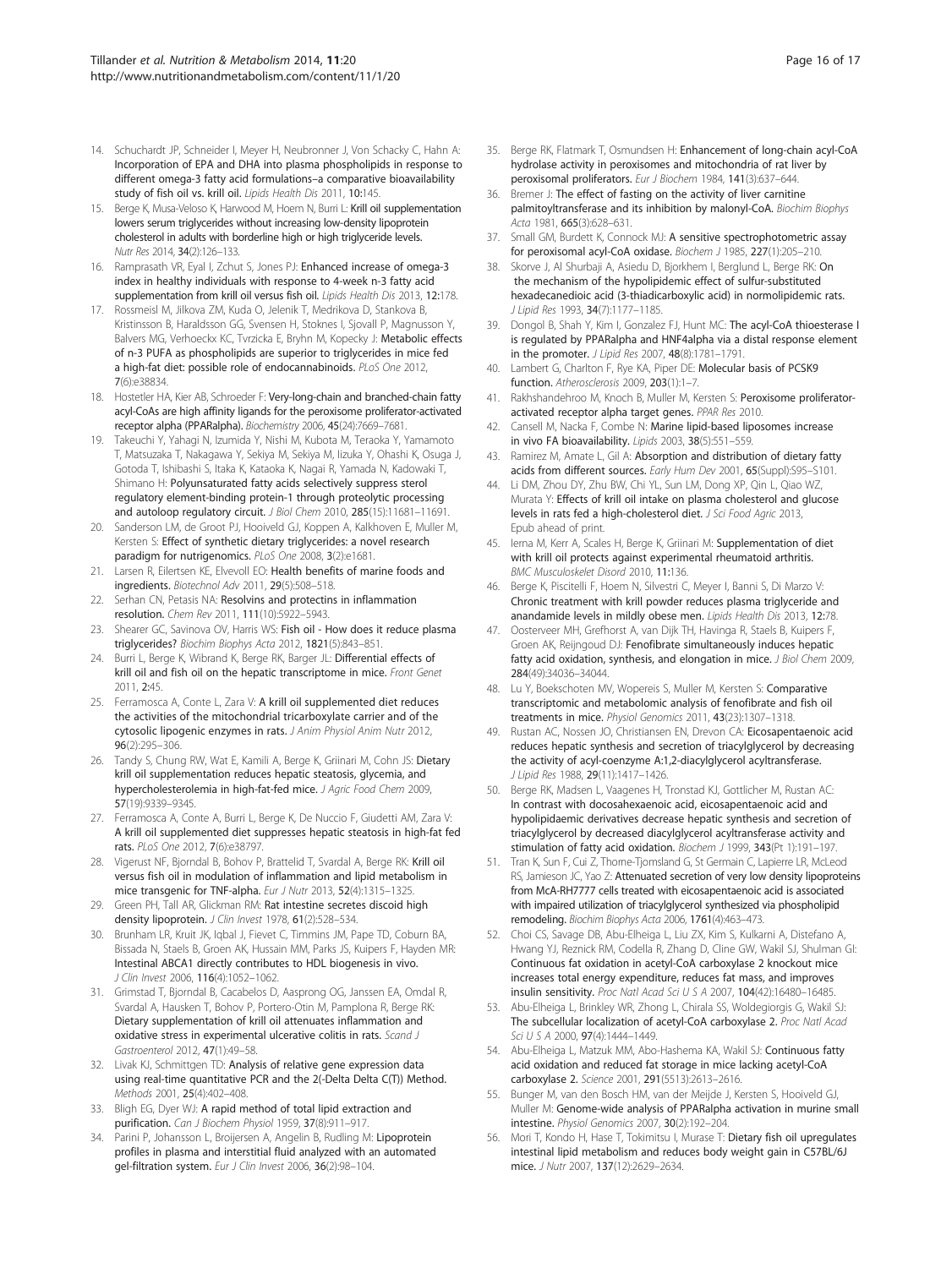14. Schuchardt JP, Schneider I, Meyer H, Neubronner J, Von Schacky C, Hahn A: **Incorporation of EPA and DHA into plasma phospholipids in response to different omega-3 fatty acid formulations–a comparative bioavailability study of fish oil vs. krill oil.** *Lipids Health Dis* 2011, **10:**145.
15. Berge K, Musa-Veloso K, Harwood M, Hoem N, Burri L: **Krill oil supplementation lowers serum triglycerides without increasing low-density lipoprotein cholesterol in adults with borderline high or high triglyceride levels.** *Nutr Res* 2014, **34**(2):126–133.
16. Ramprasath VR, Eyal I, Zchut S, Jones PJ: **Enhanced increase of omega-3 index in healthy individuals with response to 4-week n-3 fatty acid supplementation from krill oil versus fish oil.** *Lipids Health Dis* 2013, **12:**178.
17. Rossmeisl M, Jilkova ZM, Kuda O, Jelenik T, Medrikova D, Stankova B, Kristinsson B, Haraldsson GG, Svensen H, Stoknes I, Sjovall P, Magnusson Y, Balvers MG, Verhoeckx KC, Tvrzicka E, Bryhn M, Kopecky J: **Metabolic effects of n-3 PUFA as phospholipids are superior to triglycerides in mice fed a high-fat diet: possible role of endocannabinoids.** *PLoS One* 2012, **7**(6):e38834.
18. Hostetler HA, Kier AB, Schroeder F: **Very-long-chain and branched-chain fatty acyl-CoAs are high affinity ligands for the peroxisome proliferator-activated receptor alpha (PPARalpha).** *Biochemistry* 2006, **45**(24):7669–7681.
19. Takeuchi Y, Yahagi N, Izumida Y, Nishi M, Kubota M, Teraoka Y, Yamamoto T, Matsuzaka T, Nakagawa Y, Sekiya M, Sekiya M, Iizuka Y, Ohashi K, Osuga J, Gotoda T, Ishibashi S, Itaka K, Kataoka K, Nagai R, Yamada N, Kadowaki T, Shimano H: **Polyunsaturated fatty acids selectively suppress sterol regulatory element-binding protein-1 through proteolytic processing and autoloop regulatory circuit.** *J Biol Chem* 2010, **285**(15):11681–11691.
20. Sanderson LM, de Groot PJ, Hooiveld GJ, Koppen A, Kalkhoven E, Muller M, Kersten S: **Effect of synthetic dietary triglycerides: a novel research paradigm for nutrigenomics.** *PLoS One* 2008, **3**(2):e1681.
21. Larsen R, Eilertsen KE, Elvevoll EO: **Health benefits of marine foods and ingredients.** *Biotechnol Adv* 2011, **29**(5):508–518.
22. Serhan CN, Petasis NA: **Resolvins and protectins in inflammation resolution.** *Chem Rev* 2011, **111**(10):5922–5943.
23. Shearer GC, Savinova OV, Harris WS: **Fish oil - How does it reduce plasma triglycerides?** *Biochim Biophys Acta* 2012, **1821**(5):843–851.
24. Burri L, Berge K, Wibrand K, Berge RK, Barger JL: **Differential effects of krill oil and fish oil on the hepatic transcriptome in mice.** *Front Genet* 2011, **2:**45.
25. Ferramosca A, Conte L, Zara V: **A krill oil supplemented diet reduces the activities of the mitochondrial tricarboxylate carrier and of the cytosolic lipogenic enzymes in rats.** *J Anim Physiol Anim Nutr* 2012, **96**(2):295–306.
26. Tandy S, Chung RW, Wat E, Kamili A, Berge K, Griinari M, Cohn JS: **Dietary krill oil supplementation reduces hepatic steatosis, glycemia, and hypercholesterolemia in high-fat-fed mice.** *J Agric Food Chem* 2009, **57**(19):9339–9345.
27. Ferramosca A, Conte A, Burri L, Berge K, De Nuccio F, Giudetti AM, Zara V: **A krill oil supplemented diet suppresses hepatic steatosis in high-fat fed rats.** *PLoS One* 2012, **7**(6):e38797.
28. Vigerust NF, Bjorndal B, Bohov P, Brattelid T, Svardal A, Berge RK: **Krill oil versus fish oil in modulation of inflammation and lipid metabolism in mice transgenic for TNF-alpha.** *Eur J Nutr* 2013, **52**(4):1315–1325.
29. Green PH, Tall AR, Glickman RM: **Rat intestine secretes discoid high density lipoprotein.** *J Clin Invest* 1978, **61**(2):528–534.
30. Brunham LR, Kruit JK, Iqbal J, Fievet C, Timmins JM, Pape TD, Coburn BA, Bissada N, Staels B, Groen AK, Hussain MM, Parks JS, Kuipers F, Hayden MR: **Intestinal ABCA1 directly contributes to HDL biogenesis in vivo.** *J Clin Invest* 2006, **116**(4):1052–1062.
31. Grimstad T, Bjorndal B, Cacabelos D, Aasprong OG, Janssen EA, Omdal R, Svardal A, Hausken T, Bohov P, Portero-Otin M, Pamplona R, Berge RK: **Dietary supplementation of krill oil attenuates inflammation and oxidative stress in experimental ulcerative colitis in rats.** *Scand J Gastroenterol* 2012, **47**(1):49–58.
32. Livak KJ, Schmittgen TD: **Analysis of relative gene expression data using real-time quantitative PCR and the 2(-Delta Delta C(T)) Method.** *Methods* 2001, **25**(4):402–408.
33. Bligh EG, Dyer WJ: **A rapid method of total lipid extraction and purification.** *Can J Biochem Physiol* 1959, **37**(8):911–917.
34. Parini P, Johansson L, Broijersen A, Angelin B, Rudling M: **Lipoprotein profiles in plasma and interstitial fluid analyzed with an automated gel-filtration system.** *Eur J Clin Invest* 2006, **36**(2):98–104.
35. Berge RK, Flatmark T, Osmundsen H: **Enhancement of long-chain acyl-CoA hydrolase activity in peroxisomes and mitochondria of rat liver by peroxisomal proliferators.** *Eur J Biochem* 1984, **141**(3):637–644.
36. Bremer J: **The effect of fasting on the activity of liver carnitine palmitoyltransferase and its inhibition by malonyl-CoA.** *Biochim Biophys Acta* 1981, **665**(3):628–631.
37. Small GM, Burdett K, Connock MJ: **A sensitive spectrophotometric assay for peroxisomal acyl-CoA oxidase.** *Biochem J* 1985, **227**(1):205–210.
38. Skorve J, Al Shurbaji A, Asiedu D, Bjorkhem I, Berglund L, Berge RK: **On the mechanism of the hypolipidemic effect of sulfur-substituted hexadecanedioic acid (3-thiadicarboxylic acid) in normolipidemic rats.** *J Lipid Res* 1993, **34**(7):1177–1185.
39. Dongol B, Shah Y, Kim I, Gonzalez FJ, Hunt MC: **The acyl-CoA thioesterase I is regulated by PPARalpha and HNF4alpha via a distal response element in the promoter.** *J Lipid Res* 2007, **48**(8):1781–1791.
40. Lambert G, Charlton F, Rye KA, Piper DE: **Molecular basis of PCSK9 function.** *Atherosclerosis* 2009, **203**(1):1–7.
41. Rakhshandehroo M, Knoch B, Muller M, Kersten S: **Peroxisome proliferator-activated receptor alpha target genes.** *PPAR Res* 2010.
42. Cansell M, Nacka F, Combe N: **Marine lipid-based liposomes increase in vivo FA bioavailability.** *Lipids* 2003, **38**(5):551–559.
43. Ramirez M, Amate L, Gil A: **Absorption and distribution of dietary fatty acids from different sources.** *Early Hum Dev* 2001, **65**(Suppl):S95–S101.
44. Li DM, Zhou DY, Zhu BW, Chi YL, Sun LM, Dong XP, Qin L, Qiao WZ, Murata Y: **Effects of krill oil intake on plasma cholesterol and glucose levels in rats fed a high-cholesterol diet.** *J Sci Food Agric* 2013, Epub ahead of print.
45. Ierna M, Kerr A, Scales H, Berge K, Griinari M: **Supplementation of diet with krill oil protects against experimental rheumatoid arthritis.** *BMC Musculoskelet Disord* 2010, **11:**136.
46. Berge K, Piscitelli F, Hoem N, Silvestri C, Meyer I, Banni S, Di Marzo V: **Chronic treatment with krill powder reduces plasma triglyceride and anandamide levels in mildly obese men.** *Lipids Health Dis* 2013, **12:**78.
47. Oosterveer MH, Grefhorst A, van Dijk TH, Havinga R, Staels B, Kuipers F, Groen AK, Reijngoud DJ: **Fenofibrate simultaneously induces hepatic fatty acid oxidation, synthesis, and elongation in mice.** *J Biol Chem* 2009, **284**(49):34036–34044.
48. Lu Y, Boekschoten MV, Wopereis S, Muller M, Kersten S: **Comparative transcriptomic and metabolomic analysis of fenofibrate and fish oil treatments in mice.** *Physiol Genomics* 2011, **43**(23):1307–1318.
49. Rustan AC, Nossen JO, Christiansen EN, Drevon CA: **Eicosapentaenoic acid reduces hepatic synthesis and secretion of triacylglycerol by decreasing the activity of acyl-coenzyme A:1,2-diacylglycerol acyltransferase.** *J Lipid Res* 1988, **29**(11):1417–1426.
50. Berge RK, Madsen L, Vaagenes H, Tronstad KJ, Gottlicher M, Rustan AC: **In contrast with docosahexaenoic acid, eicosapentaenoic acid and hypolipidaemic derivatives decrease hepatic synthesis and secretion of triacylglycerol by decreased diacylglycerol acyltransferase activity and stimulation of fatty acid oxidation.** *Biochem J* 1999, **343**(Pt 1):191–197.
51. Tran K, Sun F, Cui Z, Thorne-Tjomsland G, St Germain C, Lapierre LR, McLeod RS, Jamieson JC, Yao Z: **Attenuated secretion of very low density lipoproteins from McA-RH7777 cells treated with eicosapentaenoic acid is associated with impaired utilization of triacylglycerol synthesized via phospholipid remodeling.** *Biochim Biophys Acta* 2006, **1761**(4):463–473.
52. Choi CS, Savage DB, Abu-Elheiga L, Liu ZX, Kim S, Kulkarni A, Distefano A, Hwang YJ, Reznick RM, Codella R, Zhang D, Cline GW, Wakil SJ, Shulman GI: **Continuous fat oxidation in acetyl-CoA carboxylase 2 knockout mice increases total energy expenditure, reduces fat mass, and improves insulin sensitivity.** *Proc Natl Acad Sci U S A* 2007, **104**(42):16480–16485.
53. Abu-Elheiga L, Brinkley WR, Zhong L, Chirala SS, Woldegiorgis G, Wakil SJ: **The subcellular localization of acetyl-CoA carboxylase 2.** *Proc Natl Acad Sci U S A* 2000, **97**(4):1444–1449.
54. Abu-Elheiga L, Matzuk MM, Abo-Hashema KA, Wakil SJ: **Continuous fatty acid oxidation and reduced fat storage in mice lacking acetyl-CoA carboxylase 2.** *Science* 2001, **291**(5513):2613–2616.
55. Bunger M, van den Bosch HM, van der Meijde J, Kersten S, Hooiveld GJ, Muller M: **Genome-wide analysis of PPARalpha activation in murine small intestine.** *Physiol Genomics* 2007, **30**(2):192–204.
56. Mori T, Kondo H, Hase T, Tokimitsu I, Murase T: **Dietary fish oil upregulates intestinal lipid metabolism and reduces body weight gain in C57BL/6J mice.** *J Nutr* 2007, **137**(12):2629–2634.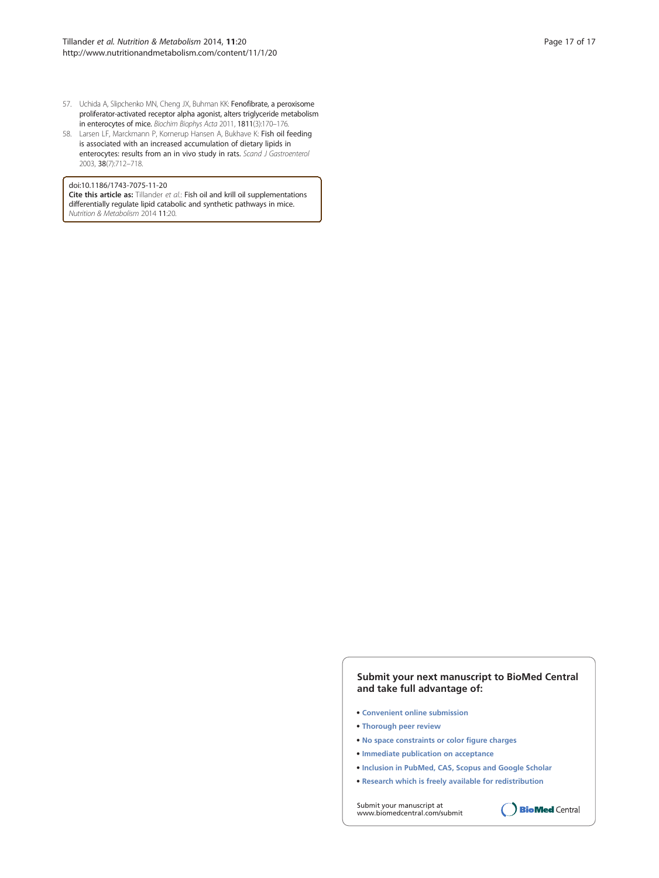57. Uchida A, Slipchenko MN, Cheng JX, Buhman KK: Fenofibrate, a peroxisome proliferator-activated receptor alpha agonist, alters triglyceride metabolism in enterocytes of mice. *Biochim Biophys Acta* 2011, **1811**(3):170–176.
58. Larsen LF, Marckmann P, Kornerup Hansen A, Bukhave K: Fish oil feeding is associated with an increased accumulation of dietary lipids in enterocytes: results from an in vivo study in rats. *Scand J Gastroenterol* 2003, **38**(7):712–718.

doi:10.1186/1743-7075-11-20
**Cite this article as:** Tillander *et al.*: Fish oil and krill oil supplementations differentially regulate lipid catabolic and synthetic pathways in mice. *Nutrition & Metabolism* 2014 **11**:20.

**Submit your next manuscript to BioMed Central and take full advantage of:**

- **Convenient online submission**
- **Thorough peer review**
- **No space constraints or color figure charges**
- **Immediate publication on acceptance**
- **Inclusion in PubMed, CAS, Scopus and Google Scholar**
- **Research which is freely available for redistribution**

Submit your manuscript at
www.biomedcentral.com/submit

BioMed Central